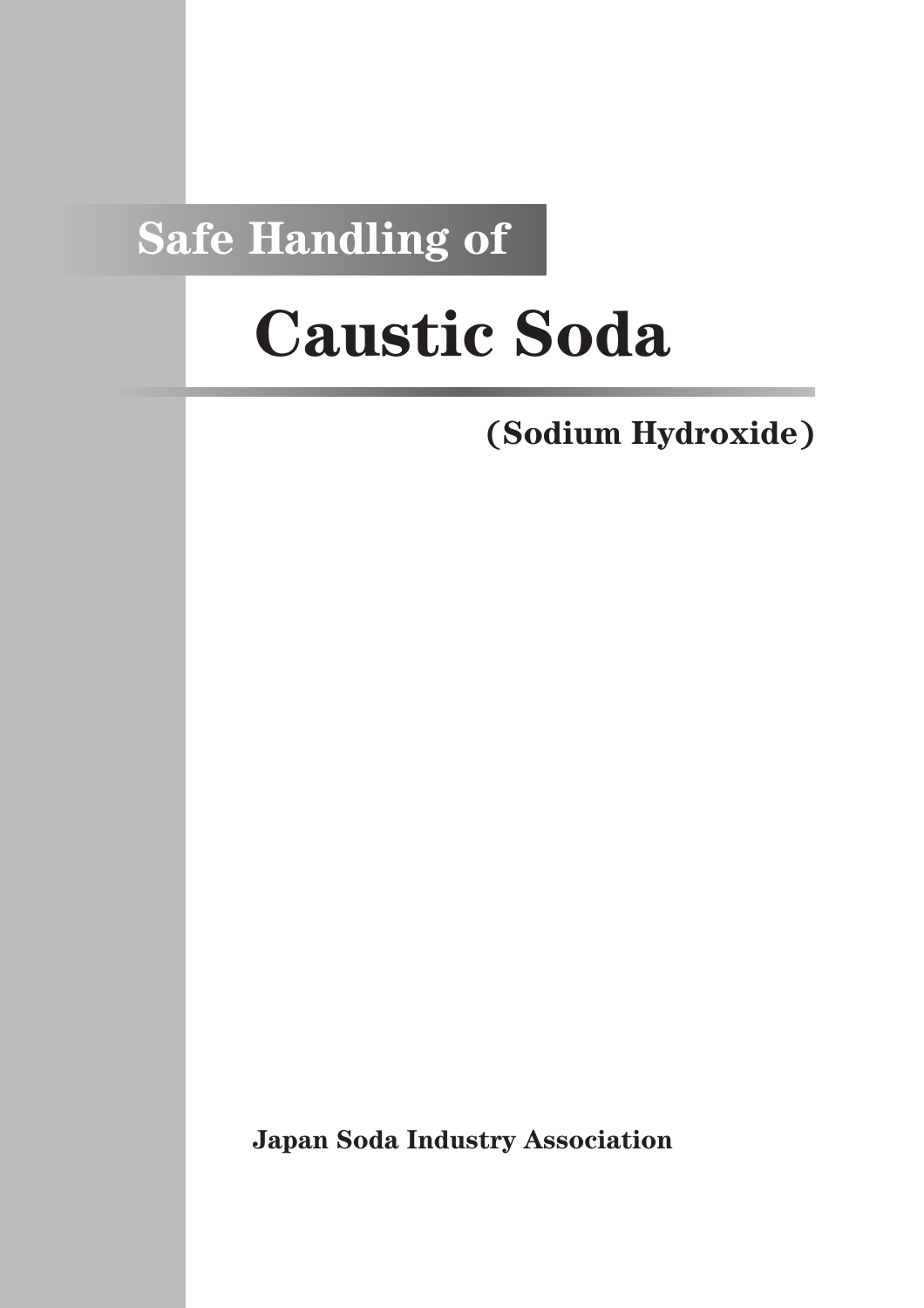## Safe Handling of

# Caustic Soda

### (Sodium Hydroxide)

**Japan Soda Industry Association**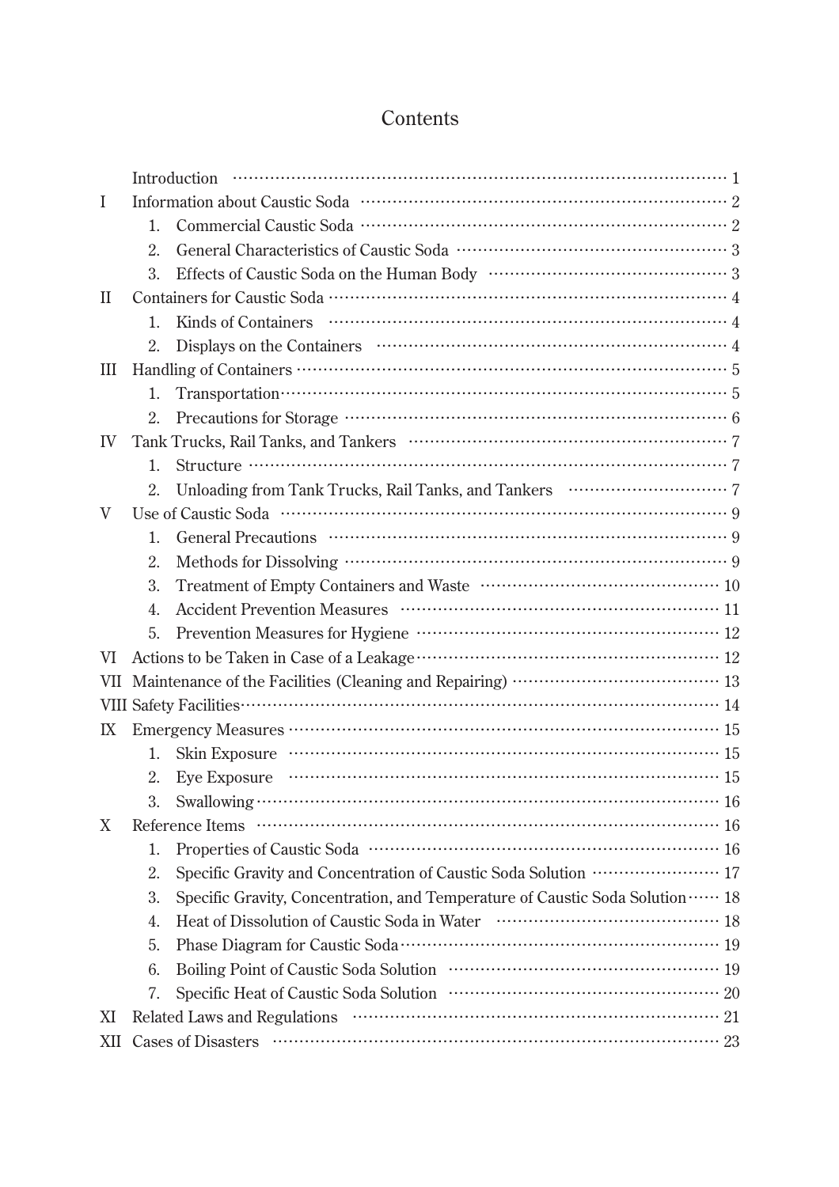# Contents

| | | |
|---|---|---|
| | Introduction | 1 |
| I | Information about Caustic Soda | 2 |
| | 1. Commercial Caustic Soda | 2 |
| | 2. General Characteristics of Caustic Soda | 3 |
| | 3. Effects of Caustic Soda on the Human Body | 3 |
| II | Containers for Caustic Soda | 4 |
| | 1. Kinds of Containers | 4 |
| | 2. Displays on the Containers | 4 |
| III | Handling of Containers | 5 |
| | 1. Transportation | 5 |
| | 2. Precautions for Storage | 6 |
| IV | Tank Trucks, Rail Tanks, and Tankers | 7 |
| | 1. Structure | 7 |
| | 2. Unloading from Tank Trucks, Rail Tanks, and Tankers | 7 |
| V | Use of Caustic Soda | 9 |
| | 1. General Precautions | 9 |
| | 2. Methods for Dissolving | 9 |
| | 3. Treatment of Empty Containers and Waste | 10 |
| | 4. Accident Prevention Measures | 11 |
| | 5. Prevention Measures for Hygiene | 12 |
| VI | Actions to be Taken in Case of a Leakage | 12 |
| VII | Maintenance of the Facilities (Cleaning and Repairing) | 13 |
| VIII | Safety Facilities | 14 |
| IX | Emergency Measures | 15 |
| | 1. Skin Exposure | 15 |
| | 2. Eye Exposure | 15 |
| | 3. Swallowing | 16 |
| X | Reference Items | 16 |
| | 1. Properties of Caustic Soda | 16 |
| | 2. Specific Gravity and Concentration of Caustic Soda Solution | 17 |
| | 3. Specific Gravity, Concentration, and Temperature of Caustic Soda Solution | 18 |
| | 4. Heat of Dissolution of Caustic Soda in Water | 18 |
| | 5. Phase Diagram for Caustic Soda | 19 |
| | 6. Boiling Point of Caustic Soda Solution | 19 |
| | 7. Specific Heat of Caustic Soda Solution | 20 |
| XI | Related Laws and Regulations | 21 |
| XII | Cases of Disasters | 23 |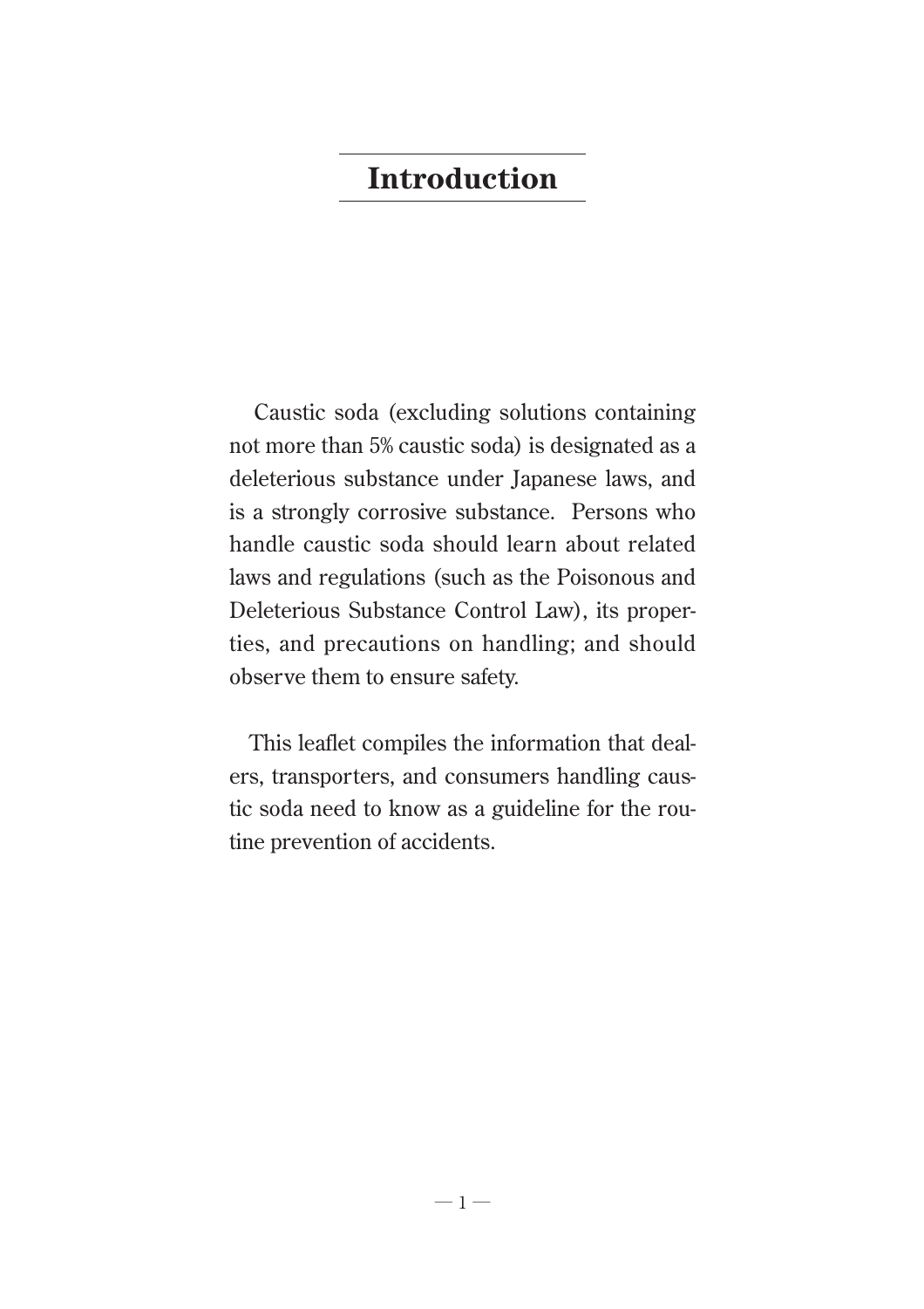# Introduction

Caustic soda (excluding solutions containing not more than 5% caustic soda) is designated as a deleterious substance under Japanese laws, and is a strongly corrosive substance. Persons who handle caustic soda should learn about related laws and regulations (such as the Poisonous and Deleterious Substance Control Law), its properties, and precautions on handling; and should observe them to ensure safety.

This leaflet compiles the information that dealers, transporters, and consumers handling caustic soda need to know as a guideline for the routine prevention of accidents.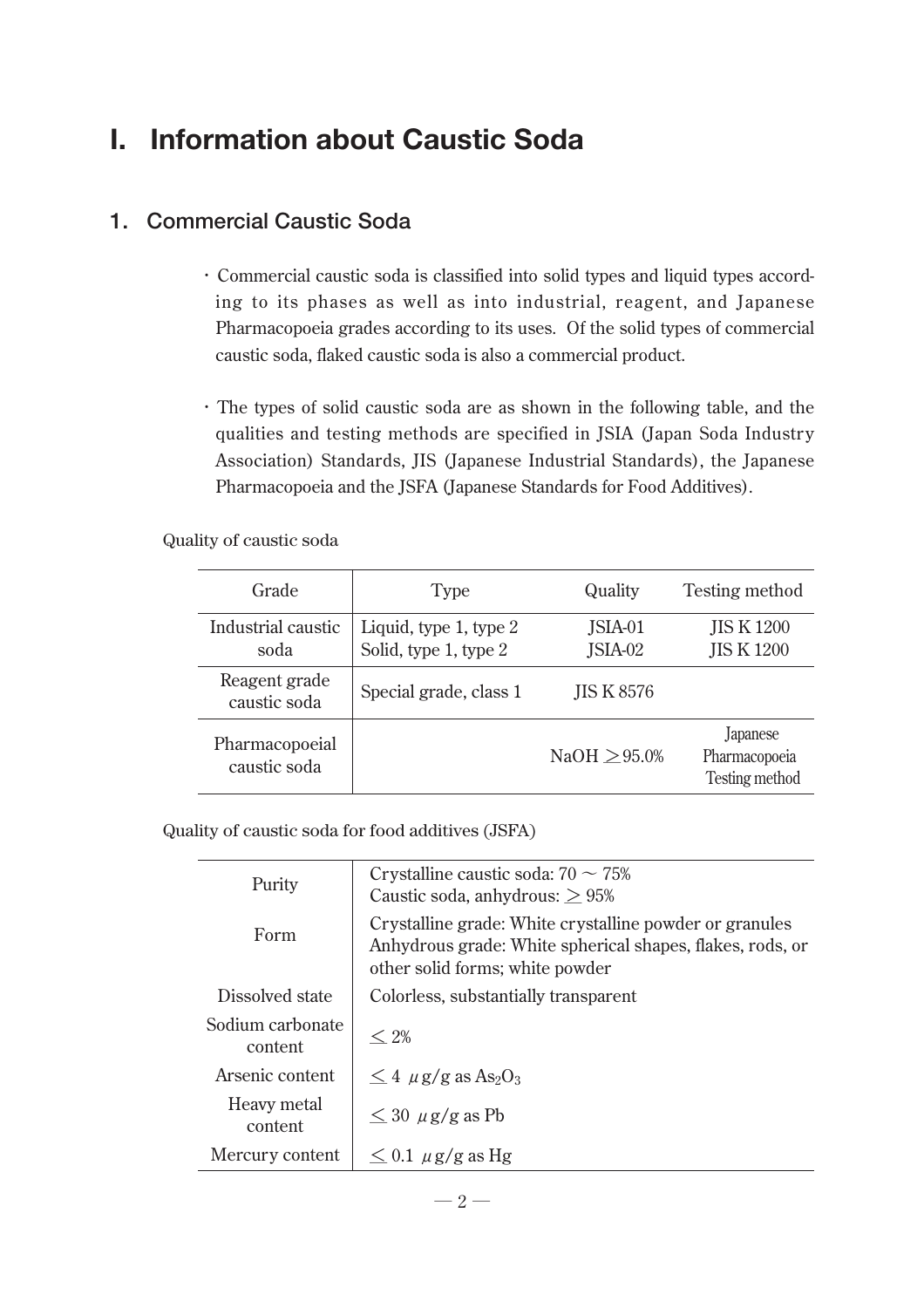# I. Information about Caustic Soda

## 1. Commercial Caustic Soda

- Commercial caustic soda is classified into solid types and liquid types according to its phases as well as into industrial, reagent, and Japanese Pharmacopoeia grades according to its uses. Of the solid types of commercial caustic soda, flaked caustic soda is also a commercial product.

- The types of solid caustic soda are as shown in the following table, and the qualities and testing methods are specified in JSIA (Japan Soda Industry Association) Standards, JIS (Japanese Industrial Standards), the Japanese Pharmacopoeia and the JSFA (Japanese Standards for Food Additives).

Quality of caustic soda

| Grade | Type | Quality | Testing method |
|---|---|---|---|
| Industrial caustic soda | Liquid, type 1, type 2<br>Solid, type 1, type 2 | JSIA-01<br>JSIA-02 | JIS K 1200<br>JIS K 1200 |
| Reagent grade caustic soda | Special grade, class 1 | JIS K 8576 | |
| Pharmacopoeial caustic soda | | NaOH $\geq$95.0% | Japanese Pharmacopoeia Testing method |

Quality of caustic soda for food additives (JSFA)

| | |
|---|---|
| Purity | Crystalline caustic soda: 70 ~ 75%<br>Caustic soda, anhydrous: $\geq$ 95% |
| Form | Crystalline grade: White crystalline powder or granules<br>Anhydrous grade: White spherical shapes, flakes, rods, or other solid forms; white powder |
| Dissolved state | Colorless, substantially transparent |
| Sodium carbonate content | $\leq$ 2% |
| Arsenic content | $\leq$ 4 $\mu$g/g as $As_2O_3$ |
| Heavy metal content | $\leq$ 30 $\mu$g/g as Pb |
| Mercury content | $\leq$ 0.1 $\mu$g/g as Hg |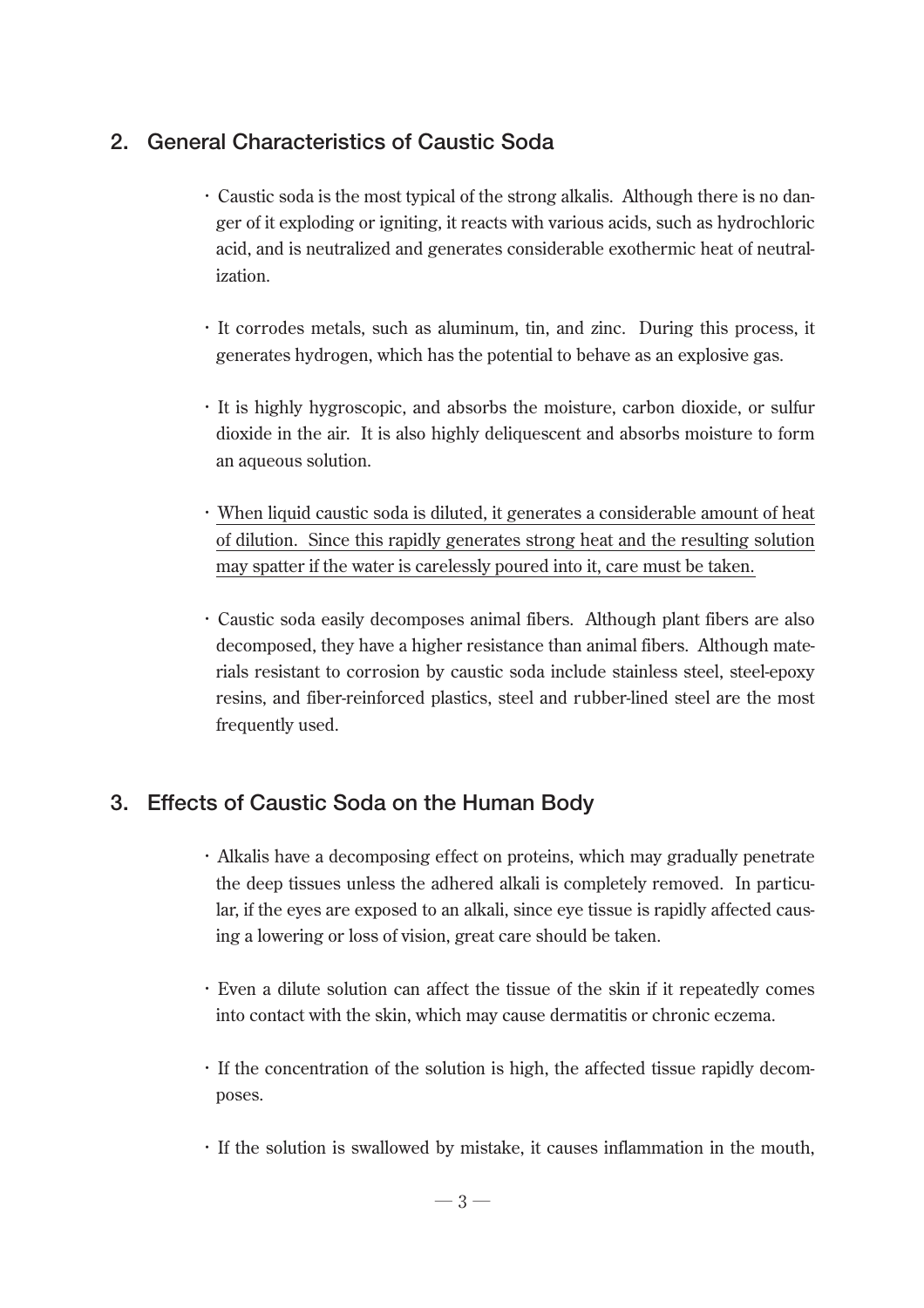## 2. General Characteristics of Caustic Soda

- Caustic soda is the most typical of the strong alkalis. Although there is no danger of it exploding or igniting, it reacts with various acids, such as hydrochloric acid, and is neutralized and generates considerable exothermic heat of neutralization.

- It corrodes metals, such as aluminum, tin, and zinc. During this process, it generates hydrogen, which has the potential to behave as an explosive gas.

- It is highly hygroscopic, and absorbs the moisture, carbon dioxide, or sulfur dioxide in the air. It is also highly deliquescent and absorbs moisture to form an aqueous solution.

- <u>When liquid caustic soda is diluted, it generates a considerable amount of heat of dilution. Since this rapidly generates strong heat and the resulting solution may spatter if the water is carelessly poured into it, care must be taken.</u>

- Caustic soda easily decomposes animal fibers. Although plant fibers are also decomposed, they have a higher resistance than animal fibers. Although materials resistant to corrosion by caustic soda include stainless steel, steel-epoxy resins, and fiber-reinforced plastics, steel and rubber-lined steel are the most frequently used.

## 3. Effects of Caustic Soda on the Human Body

- Alkalis have a decomposing effect on proteins, which may gradually penetrate the deep tissues unless the adhered alkali is completely removed. In particular, if the eyes are exposed to an alkali, since eye tissue is rapidly affected causing a lowering or loss of vision, great care should be taken.

- Even a dilute solution can affect the tissue of the skin if it repeatedly comes into contact with the skin, which may cause dermatitis or chronic eczema.

- If the concentration of the solution is high, the affected tissue rapidly decomposes.

- If the solution is swallowed by mistake, it causes inflammation in the mouth,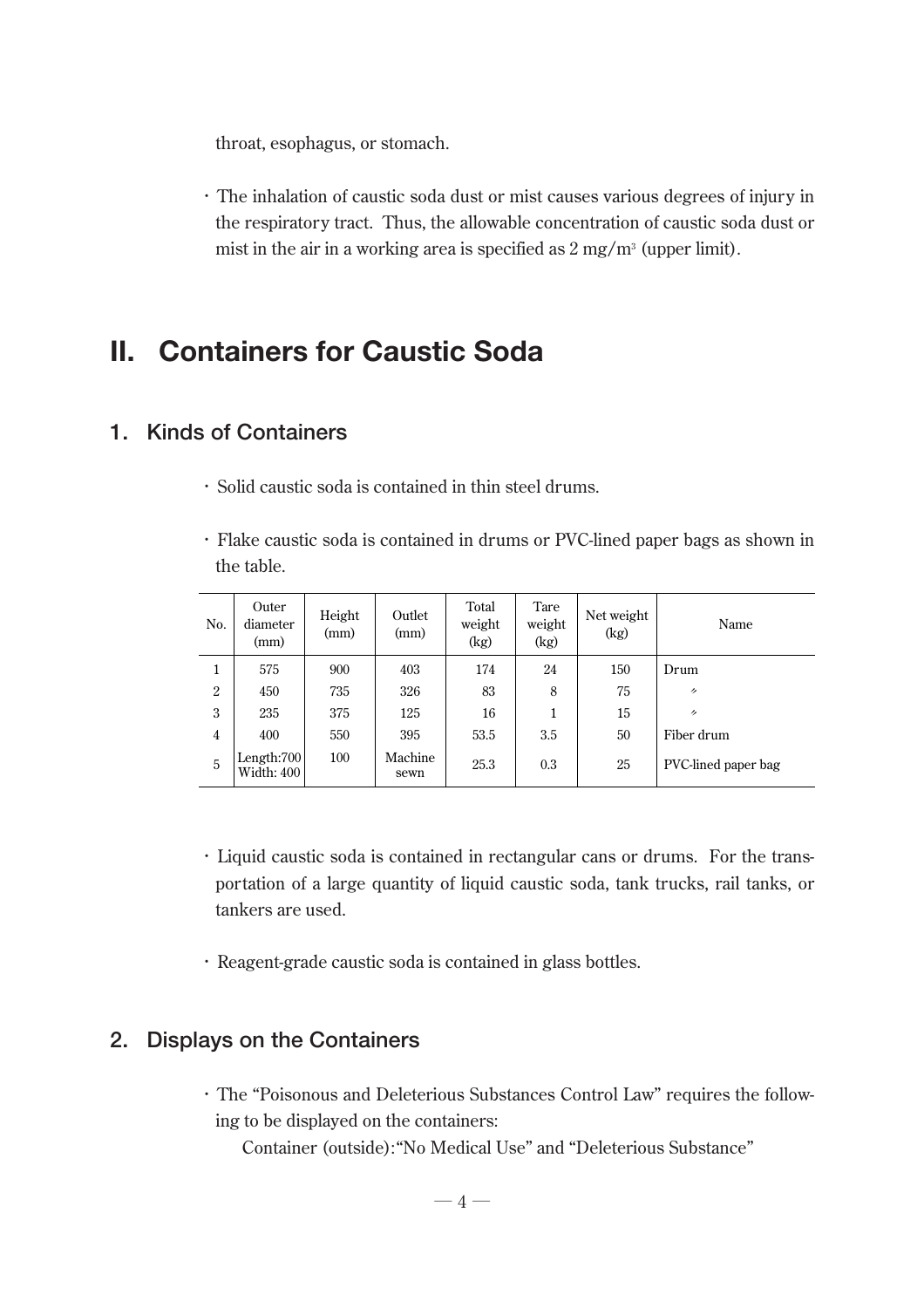throat, esophagus, or stomach.

・The inhalation of caustic soda dust or mist causes various degrees of injury in the respiratory tract. Thus, the allowable concentration of caustic soda dust or mist in the air in a working area is specified as 2 mg/$m^3$ (upper limit).

# II. Containers for Caustic Soda

## 1. Kinds of Containers

・Solid caustic soda is contained in thin steel drums.

・Flake caustic soda is contained in drums or PVC-lined paper bags as shown in the table.

| No. | Outer diameter (mm) | Height (mm) | Outlet (mm) | Total weight (kg) | Tare weight (kg) | Net weight (kg) | Name |
|---|---|---|---|---|---|---|---|
| 1 | 575 | 900 | 403 | 174 | 24 | 150 | Drum |
| 2 | 450 | 735 | 326 | 83 | 8 | 75 | 〃 |
| 3 | 235 | 375 | 125 | 16 | 1 | 15 | 〃 |
| 4 | 400 | 550 | 395 | 53.5 | 3.5 | 50 | Fiber drum |
| 5 | Length:700 Width: 400 | 100 | Machine sewn | 25.3 | 0.3 | 25 | PVC-lined paper bag |

・Liquid caustic soda is contained in rectangular cans or drums. For the transportation of a large quantity of liquid caustic soda, tank trucks, rail tanks, or tankers are used.

・Reagent-grade caustic soda is contained in glass bottles.

## 2. Displays on the Containers

・The "Poisonous and Deleterious Substances Control Law" requires the following to be displayed on the containers:

Container (outside): "No Medical Use" and "Deleterious Substance"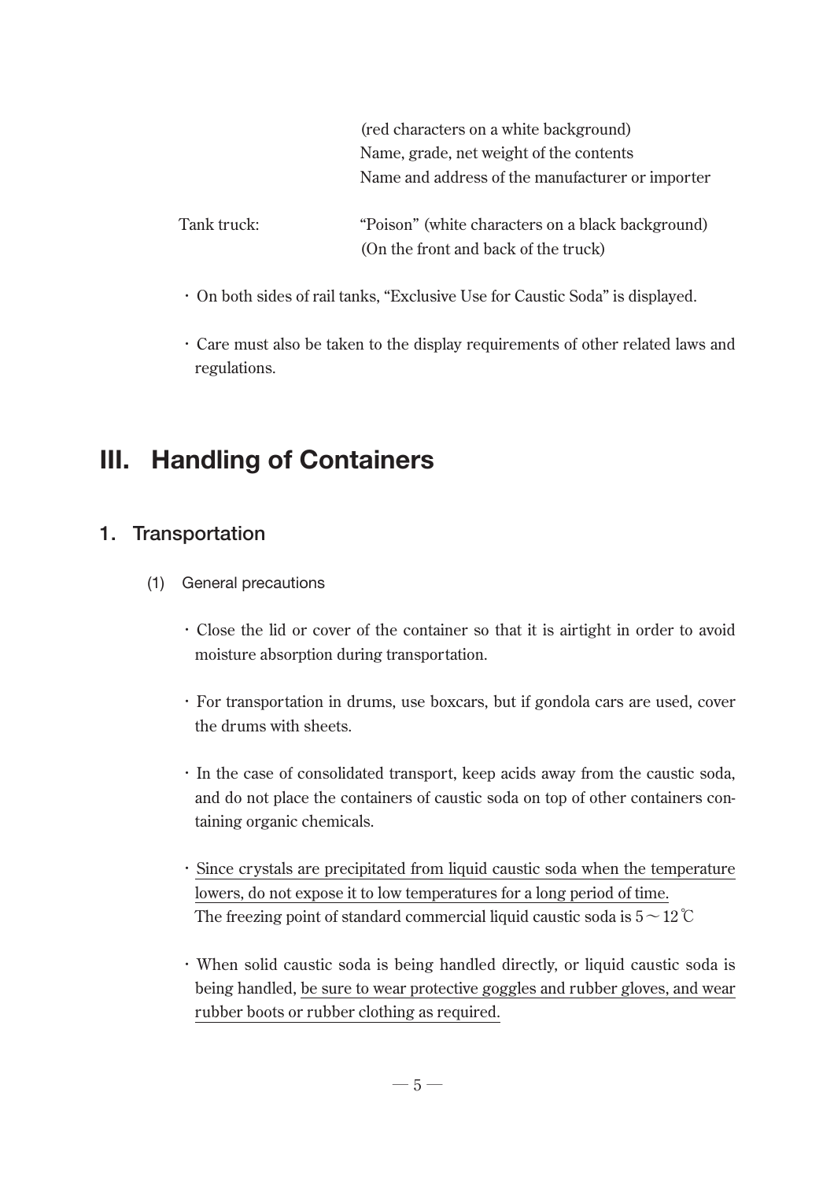(red characters on a white background)
Name, grade, net weight of the contents
Name and address of the manufacturer or importer

Tank truck: “Poison” (white characters on a black background)
(On the front and back of the truck)

・On both sides of rail tanks, “Exclusive Use for Caustic Soda” is displayed.

・Care must also be taken to the display requirements of other related laws and regulations.

# III. Handling of Containers

## 1. Transportation

### (1) General precautions

・Close the lid or cover of the container so that it is airtight in order to avoid moisture absorption during transportation.

・For transportation in drums, use boxcars, but if gondola cars are used, cover the drums with sheets.

・In the case of consolidated transport, keep acids away from the caustic soda, and do not place the containers of caustic soda on top of other containers containing organic chemicals.

・Since crystals are precipitated from liquid caustic soda when the temperature lowers, do not expose it to low temperatures for a long period of time.
The freezing point of standard commercial liquid caustic soda is 5～12℃

・When solid caustic soda is being handled directly, or liquid caustic soda is being handled, be sure to wear protective goggles and rubber gloves, and wear rubber boots or rubber clothing as required.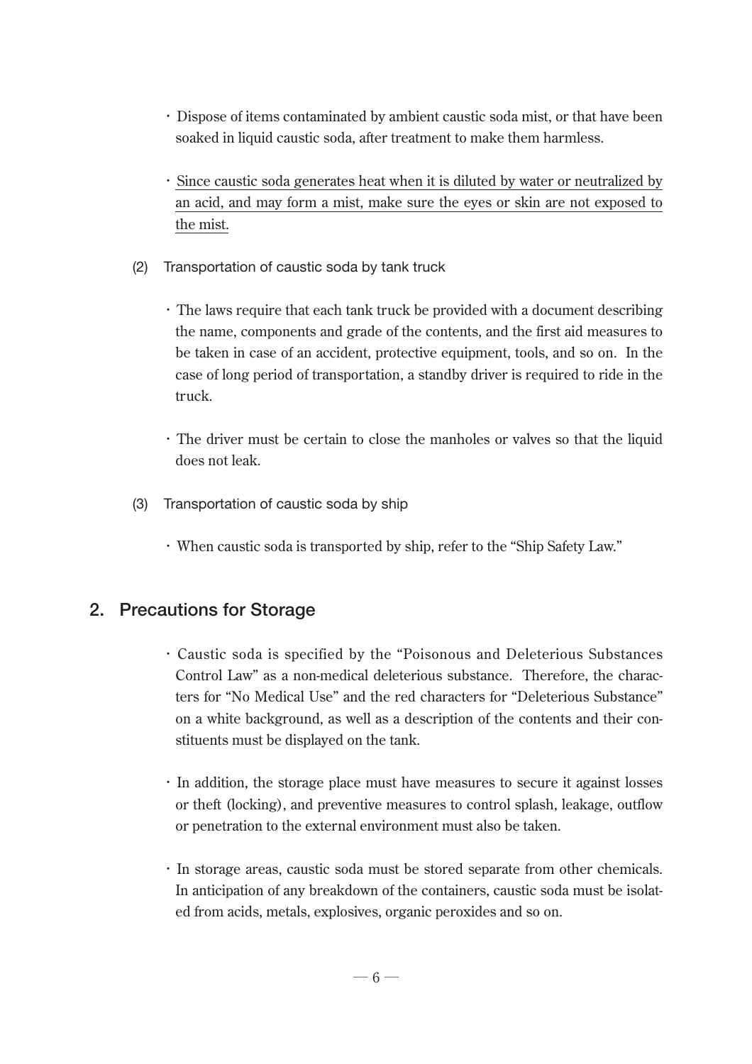- Dispose of items contaminated by ambient caustic soda mist, or that have been soaked in liquid caustic soda, after treatment to make them harmless.

- <u>Since caustic soda generates heat when it is diluted by water or neutralized by an acid, and may form a mist, make sure the eyes or skin are not exposed to the mist.</u>

(2) Transportation of caustic soda by tank truck

- The laws require that each tank truck be provided with a document describing the name, components and grade of the contents, and the first aid measures to be taken in case of an accident, protective equipment, tools, and so on. In the case of long period of transportation, a standby driver is required to ride in the truck.

- The driver must be certain to close the manholes or valves so that the liquid does not leak.

(3) Transportation of caustic soda by ship

- When caustic soda is transported by ship, refer to the "Ship Safety Law."

## 2. Precautions for Storage

- Caustic soda is specified by the "Poisonous and Deleterious Substances Control Law" as a non-medical deleterious substance. Therefore, the characters for "No Medical Use" and the red characters for "Deleterious Substance" on a white background, as well as a description of the contents and their constituents must be displayed on the tank.

- In addition, the storage place must have measures to secure it against losses or theft (locking), and preventive measures to control splash, leakage, outflow or penetration to the external environment must also be taken.

- In storage areas, caustic soda must be stored separate from other chemicals. In anticipation of any breakdown of the containers, caustic soda must be isolated from acids, metals, explosives, organic peroxides and so on.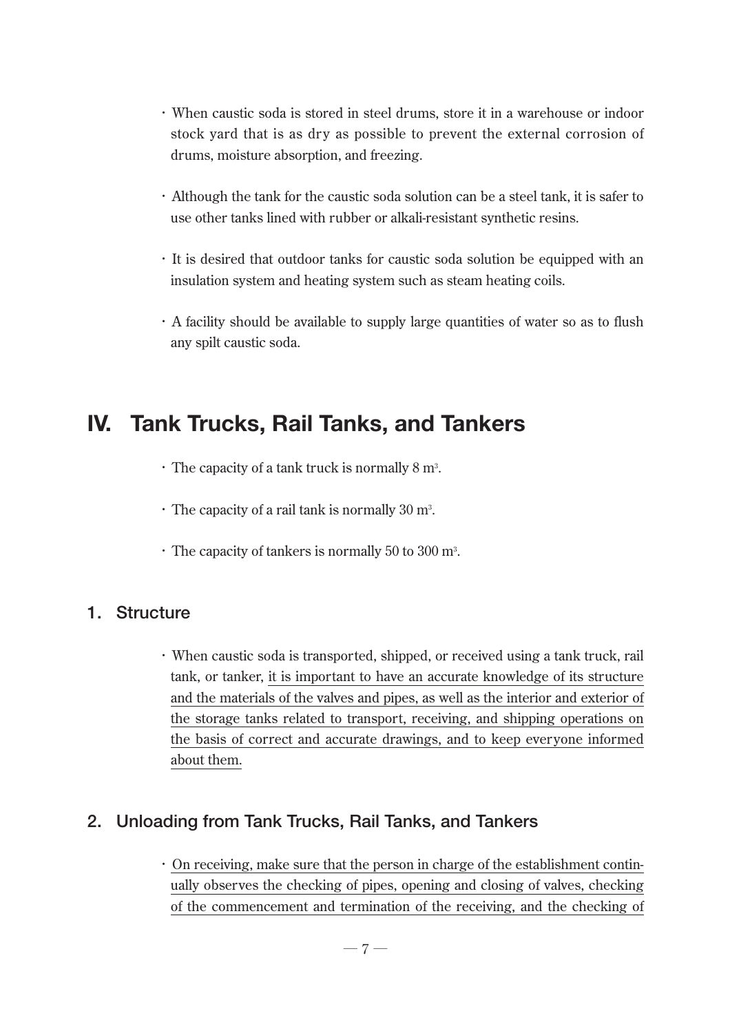- When caustic soda is stored in steel drums, store it in a warehouse or indoor stock yard that is as dry as possible to prevent the external corrosion of drums, moisture absorption, and freezing.

- Although the tank for the caustic soda solution can be a steel tank, it is safer to use other tanks lined with rubber or alkali-resistant synthetic resins.

- It is desired that outdoor tanks for caustic soda solution be equipped with an insulation system and heating system such as steam heating coils.

- A facility should be available to supply large quantities of water so as to flush any spilt caustic soda.

# IV. Tank Trucks, Rail Tanks, and Tankers

- The capacity of a tank truck is normally 8 $m^3$.

- The capacity of a rail tank is normally 30 $m^3$.

- The capacity of tankers is normally 50 to 300 $m^3$.

## 1. Structure

- When caustic soda is transported, shipped, or received using a tank truck, rail tank, or tanker, it is important to have an accurate knowledge of its structure and the materials of the valves and pipes, as well as the interior and exterior of the storage tanks related to transport, receiving, and shipping operations on the basis of correct and accurate drawings, and to keep everyone informed about them.

## 2. Unloading from Tank Trucks, Rail Tanks, and Tankers

- On receiving, make sure that the person in charge of the establishment continually observes the checking of pipes, opening and closing of valves, checking of the commencement and termination of the receiving, and the checking of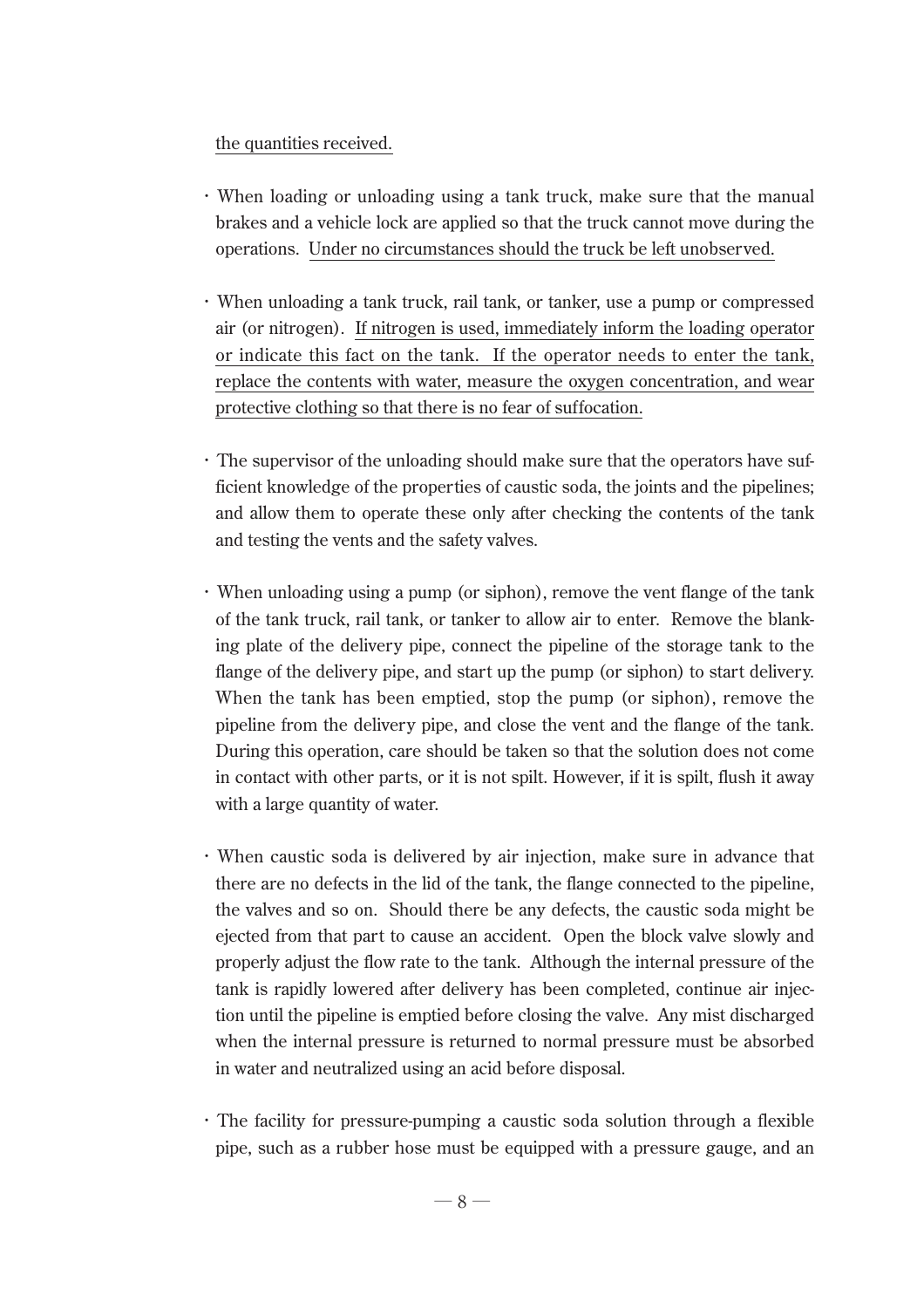the quantities received.

- When loading or unloading using a tank truck, make sure that the manual brakes and a vehicle lock are applied so that the truck cannot move during the operations. Under no circumstances should the truck be left unobserved.

- When unloading a tank truck, rail tank, or tanker, use a pump or compressed air (or nitrogen). If nitrogen is used, immediately inform the loading operator or indicate this fact on the tank. If the operator needs to enter the tank, replace the contents with water, measure the oxygen concentration, and wear protective clothing so that there is no fear of suffocation.

- The supervisor of the unloading should make sure that the operators have sufficient knowledge of the properties of caustic soda, the joints and the pipelines; and allow them to operate these only after checking the contents of the tank and testing the vents and the safety valves.

- When unloading using a pump (or siphon), remove the vent flange of the tank of the tank truck, rail tank, or tanker to allow air to enter. Remove the blanking plate of the delivery pipe, connect the pipeline of the storage tank to the flange of the delivery pipe, and start up the pump (or siphon) to start delivery. When the tank has been emptied, stop the pump (or siphon), remove the pipeline from the delivery pipe, and close the vent and the flange of the tank. During this operation, care should be taken so that the solution does not come in contact with other parts, or it is not spilt. However, if it is spilt, flush it away with a large quantity of water.

- When caustic soda is delivered by air injection, make sure in advance that there are no defects in the lid of the tank, the flange connected to the pipeline, the valves and so on. Should there be any defects, the caustic soda might be ejected from that part to cause an accident. Open the block valve slowly and properly adjust the flow rate to the tank. Although the internal pressure of the tank is rapidly lowered after delivery has been completed, continue air injection until the pipeline is emptied before closing the valve. Any mist discharged when the internal pressure is returned to normal pressure must be absorbed in water and neutralized using an acid before disposal.

- The facility for pressure-pumping a caustic soda solution through a flexible pipe, such as a rubber hose must be equipped with a pressure gauge, and an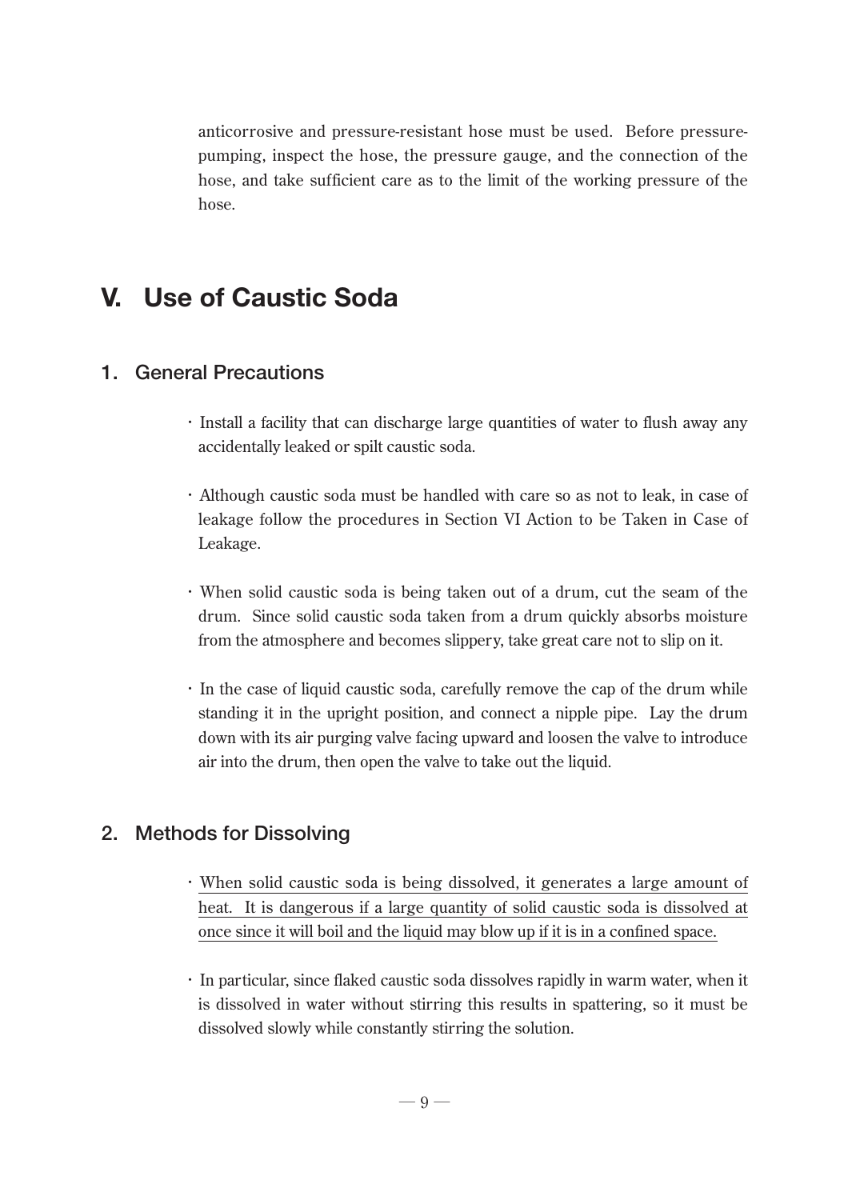anticorrosive and pressure-resistant hose must be used. Before pressure-pumping, inspect the hose, the pressure gauge, and the connection of the hose, and take sufficient care as to the limit of the working pressure of the hose.

# V. Use of Caustic Soda

## 1. General Precautions

- Install a facility that can discharge large quantities of water to flush away any accidentally leaked or spilt caustic soda.

- Although caustic soda must be handled with care so as not to leak, in case of leakage follow the procedures in Section VI Action to be Taken in Case of Leakage.

- When solid caustic soda is being taken out of a drum, cut the seam of the drum. Since solid caustic soda taken from a drum quickly absorbs moisture from the atmosphere and becomes slippery, take great care not to slip on it.

- In the case of liquid caustic soda, carefully remove the cap of the drum while standing it in the upright position, and connect a nipple pipe. Lay the drum down with its air purging valve facing upward and loosen the valve to introduce air into the drum, then open the valve to take out the liquid.

## 2. Methods for Dissolving

- <u>When solid caustic soda is being dissolved, it generates a large amount of heat. It is dangerous if a large quantity of solid caustic soda is dissolved at once since it will boil and the liquid may blow up if it is in a confined space.</u>

- In particular, since flaked caustic soda dissolves rapidly in warm water, when it is dissolved in water without stirring this results in spattering, so it must be dissolved slowly while constantly stirring the solution.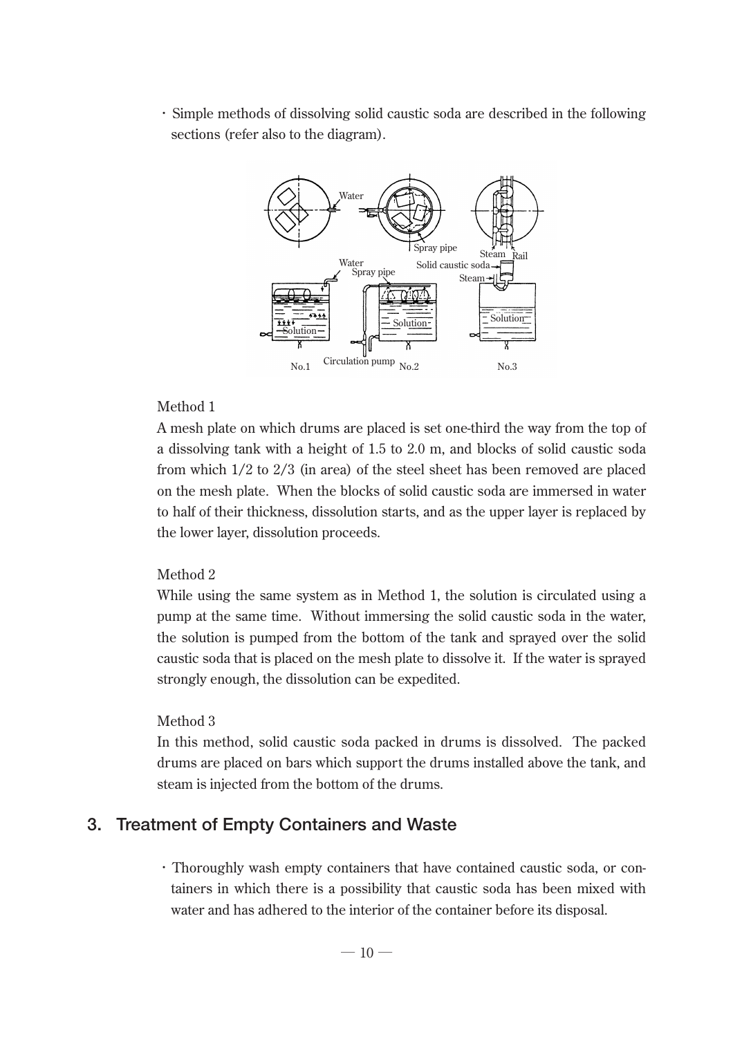・Simple methods of dissolving solid caustic soda are described in the following sections (refer also to the diagram).

Method 1

A mesh plate on which drums are placed is set one-third the way from the top of a dissolving tank with a height of 1.5 to 2.0 m, and blocks of solid caustic soda from which 1/2 to 2/3 (in area) of the steel sheet has been removed are placed on the mesh plate. When the blocks of solid caustic soda are immersed in water to half of their thickness, dissolution starts, and as the upper layer is replaced by the lower layer, dissolution proceeds.

Method 2

While using the same system as in Method 1, the solution is circulated using a pump at the same time. Without immersing the solid caustic soda in the water, the solution is pumped from the bottom of the tank and sprayed over the solid caustic soda that is placed on the mesh plate to dissolve it. If the water is sprayed strongly enough, the dissolution can be expedited.

Method 3

In this method, solid caustic soda packed in drums is dissolved. The packed drums are placed on bars which support the drums installed above the tank, and steam is injected from the bottom of the drums.

## 3. Treatment of Empty Containers and Waste

・Thoroughly wash empty containers that have contained caustic soda, or containers in which there is a possibility that caustic soda has been mixed with water and has adhered to the interior of the container before its disposal.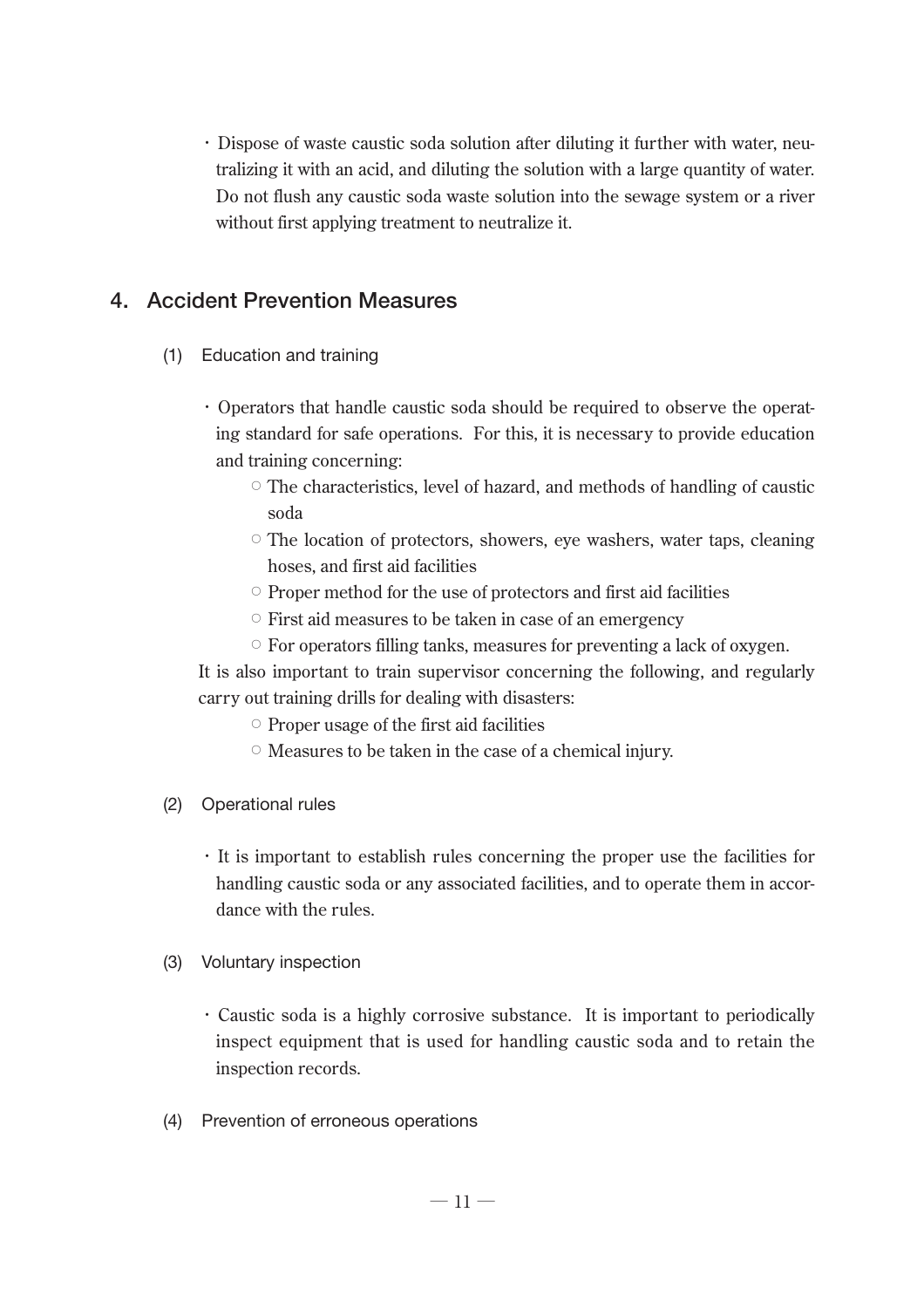- Dispose of waste caustic soda solution after diluting it further with water, neutralizing it with an acid, and diluting the solution with a large quantity of water. Do not flush any caustic soda waste solution into the sewage system or a river without first applying treatment to neutralize it.

## 4. Accident Prevention Measures

### (1) Education and training

- Operators that handle caustic soda should be required to observe the operating standard for safe operations. For this, it is necessary to provide education and training concerning:
  - ○ The characteristics, level of hazard, and methods of handling of caustic soda
  - ○ The location of protectors, showers, eye washers, water taps, cleaning hoses, and first aid facilities
  - ○ Proper method for the use of protectors and first aid facilities
  - ○ First aid measures to be taken in case of an emergency
  - ○ For operators filling tanks, measures for preventing a lack of oxygen.

It is also important to train supervisor concerning the following, and regularly carry out training drills for dealing with disasters:

  - ○ Proper usage of the first aid facilities
  - ○ Measures to be taken in the case of a chemical injury.

### (2) Operational rules

- It is important to establish rules concerning the proper use the facilities for handling caustic soda or any associated facilities, and to operate them in accordance with the rules.

### (3) Voluntary inspection

- Caustic soda is a highly corrosive substance. It is important to periodically inspect equipment that is used for handling caustic soda and to retain the inspection records.

### (4) Prevention of erroneous operations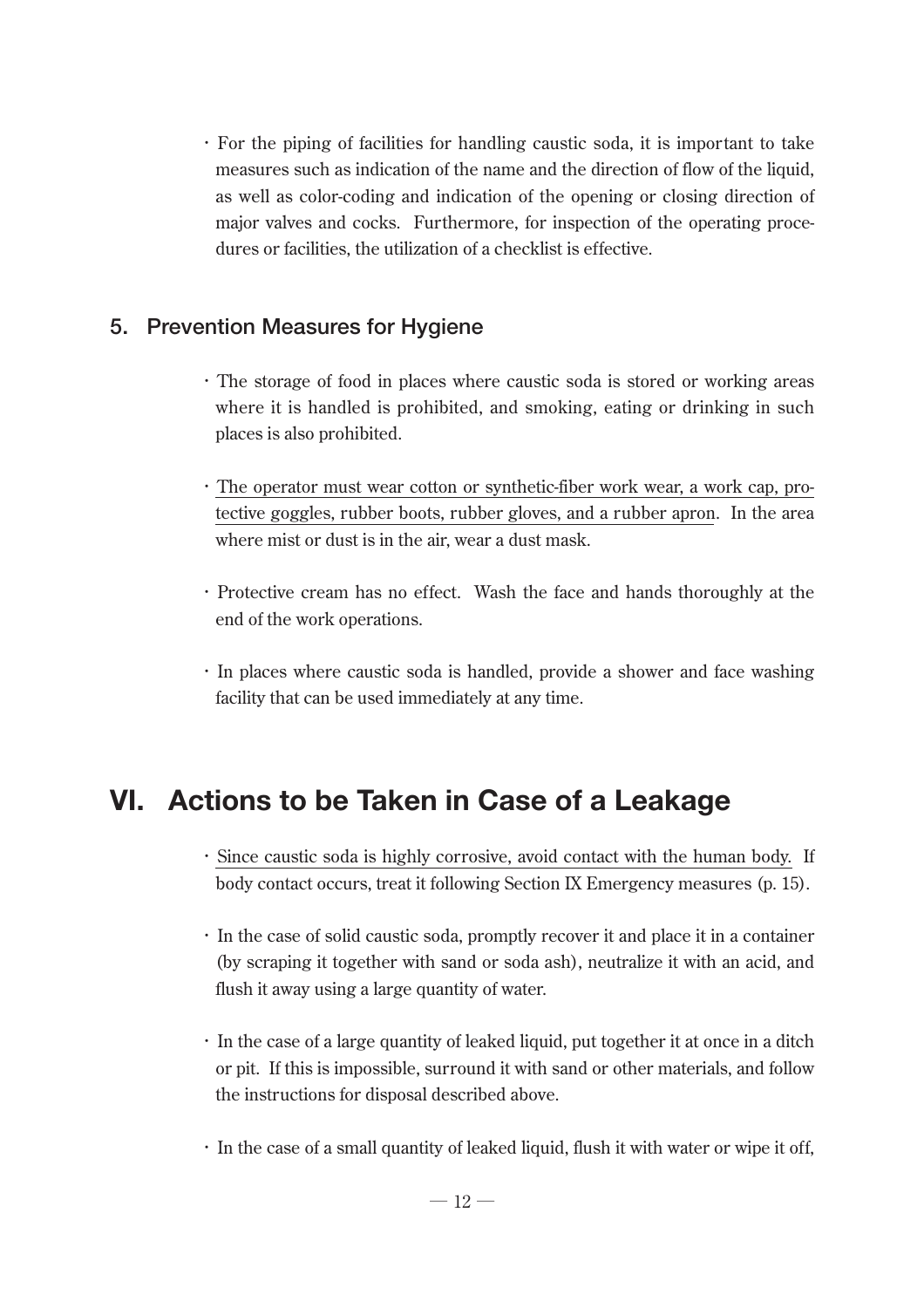- For the piping of facilities for handling caustic soda, it is important to take measures such as indication of the name and the direction of flow of the liquid, as well as color-coding and indication of the opening or closing direction of major valves and cocks. Furthermore, for inspection of the operating procedures or facilities, the utilization of a checklist is effective.

## 5. Prevention Measures for Hygiene

- The storage of food in places where caustic soda is stored or working areas where it is handled is prohibited, and smoking, eating or drinking in such places is also prohibited.

- <u>The operator must wear cotton or synthetic-fiber work wear, a work cap, protective goggles, rubber boots, rubber gloves, and a rubber apron</u>. In the area where mist or dust is in the air, wear a dust mask.

- Protective cream has no effect. Wash the face and hands thoroughly at the end of the work operations.

- In places where caustic soda is handled, provide a shower and face washing facility that can be used immediately at any time.

# VI. Actions to be Taken in Case of a Leakage

- <u>Since caustic soda is highly corrosive, avoid contact with the human body.</u> If body contact occurs, treat it following Section IX Emergency measures (p. 15).

- In the case of solid caustic soda, promptly recover it and place it in a container (by scraping it together with sand or soda ash), neutralize it with an acid, and flush it away using a large quantity of water.

- In the case of a large quantity of leaked liquid, put together it at once in a ditch or pit. If this is impossible, surround it with sand or other materials, and follow the instructions for disposal described above.

- In the case of a small quantity of leaked liquid, flush it with water or wipe it off,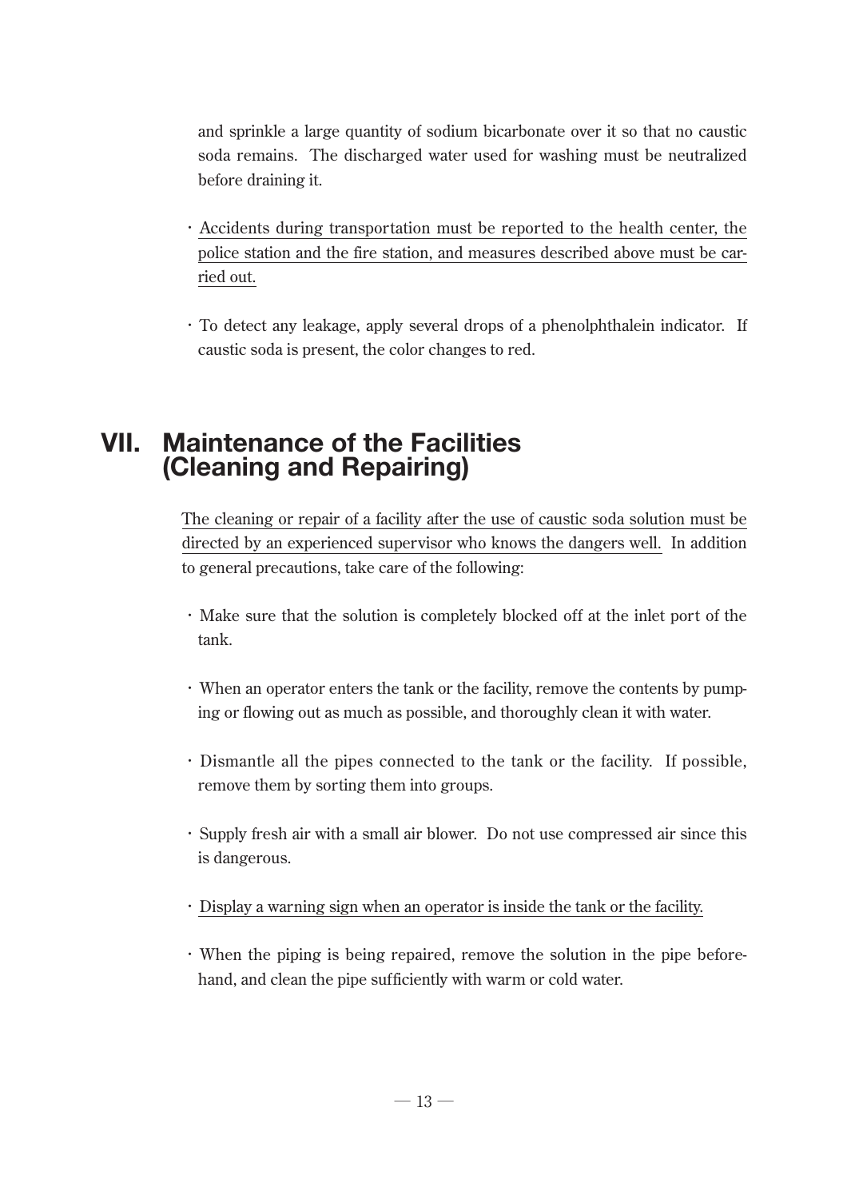and sprinkle a large quantity of sodium bicarbonate over it so that no caustic soda remains. The discharged water used for washing must be neutralized before draining it.

- Accidents during transportation must be reported to the health center, the police station and the fire station, and measures described above must be carried out.

- To detect any leakage, apply several drops of a phenolphthalein indicator. If caustic soda is present, the color changes to red.

# VII. Maintenance of the Facilities (Cleaning and Repairing)

The cleaning or repair of a facility after the use of caustic soda solution must be directed by an experienced supervisor who knows the dangers well. In addition to general precautions, take care of the following:

- Make sure that the solution is completely blocked off at the inlet port of the tank.

- When an operator enters the tank or the facility, remove the contents by pumping or flowing out as much as possible, and thoroughly clean it with water.

- Dismantle all the pipes connected to the tank or the facility. If possible, remove them by sorting them into groups.

- Supply fresh air with a small air blower. Do not use compressed air since this is dangerous.

- Display a warning sign when an operator is inside the tank or the facility.

- When the piping is being repaired, remove the solution in the pipe beforehand, and clean the pipe sufficiently with warm or cold water.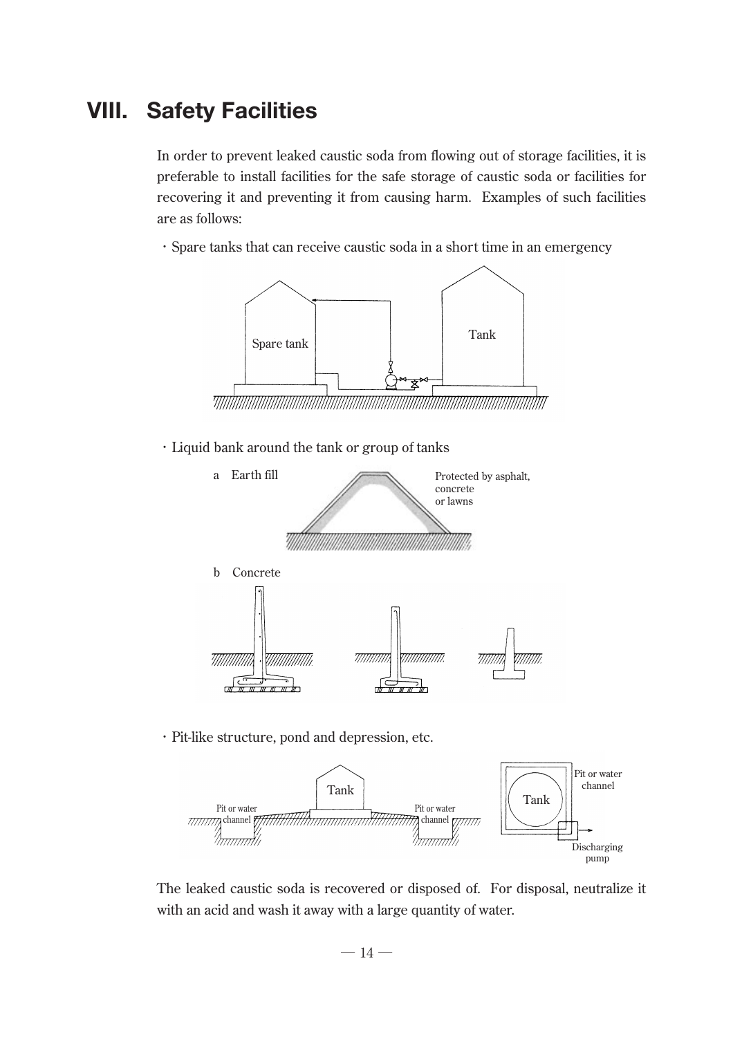# VIII. Safety Facilities

In order to prevent leaked caustic soda from flowing out of storage facilities, it is preferable to install facilities for the safe storage of caustic soda or facilities for recovering it and preventing it from causing harm. Examples of such facilities are as follows:

・Spare tanks that can receive caustic soda in a short time in an emergency

Spare tank

Tank

・Liquid bank around the tank or group of tanks

a Earth fill

Protected by asphalt, concrete or lawns

b Concrete

・Pit-like structure, pond and depression, etc.

Tank

Pit or water channel

Pit or water channel

Tank

Pit or water channel

Discharging pump

The leaked caustic soda is recovered or disposed of. For disposal, neutralize it with an acid and wash it away with a large quantity of water.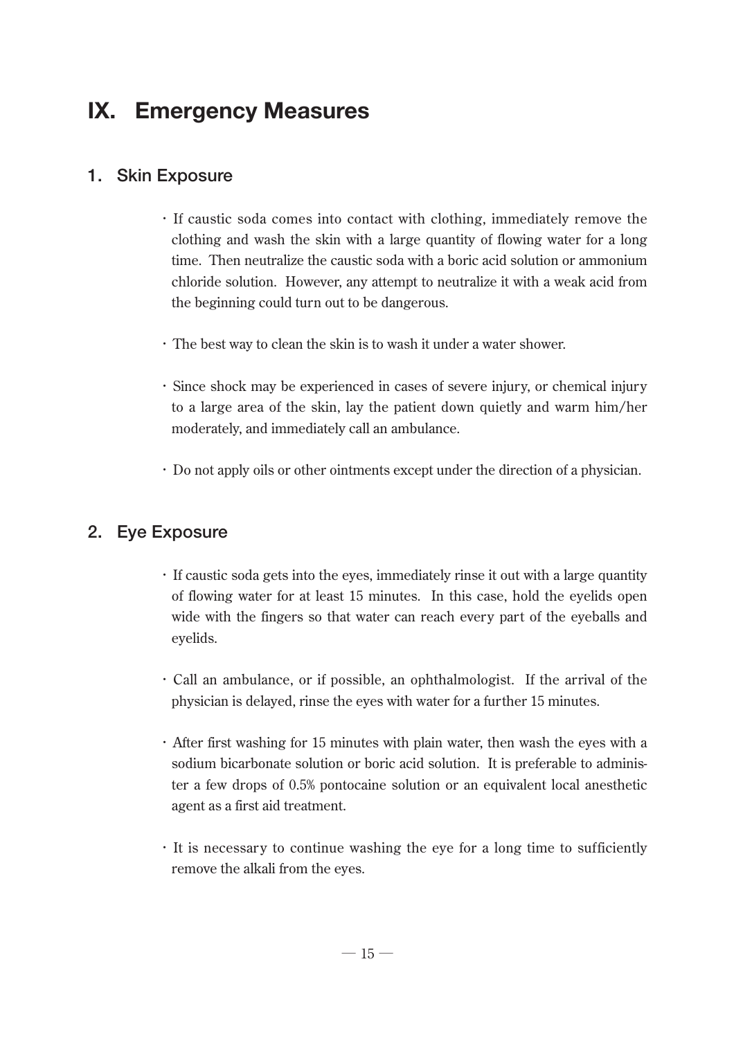# IX. Emergency Measures

## 1. Skin Exposure

- If caustic soda comes into contact with clothing, immediately remove the clothing and wash the skin with a large quantity of flowing water for a long time. Then neutralize the caustic soda with a boric acid solution or ammonium chloride solution. However, any attempt to neutralize it with a weak acid from the beginning could turn out to be dangerous.

- The best way to clean the skin is to wash it under a water shower.

- Since shock may be experienced in cases of severe injury, or chemical injury to a large area of the skin, lay the patient down quietly and warm him/her moderately, and immediately call an ambulance.

- Do not apply oils or other ointments except under the direction of a physician.

## 2. Eye Exposure

- If caustic soda gets into the eyes, immediately rinse it out with a large quantity of flowing water for at least 15 minutes. In this case, hold the eyelids open wide with the fingers so that water can reach every part of the eyeballs and eyelids.

- Call an ambulance, or if possible, an ophthalmologist. If the arrival of the physician is delayed, rinse the eyes with water for a further 15 minutes.

- After first washing for 15 minutes with plain water, then wash the eyes with a sodium bicarbonate solution or boric acid solution. It is preferable to administer a few drops of 0.5% pontocaine solution or an equivalent local anesthetic agent as a first aid treatment.

- It is necessary to continue washing the eye for a long time to sufficiently remove the alkali from the eyes.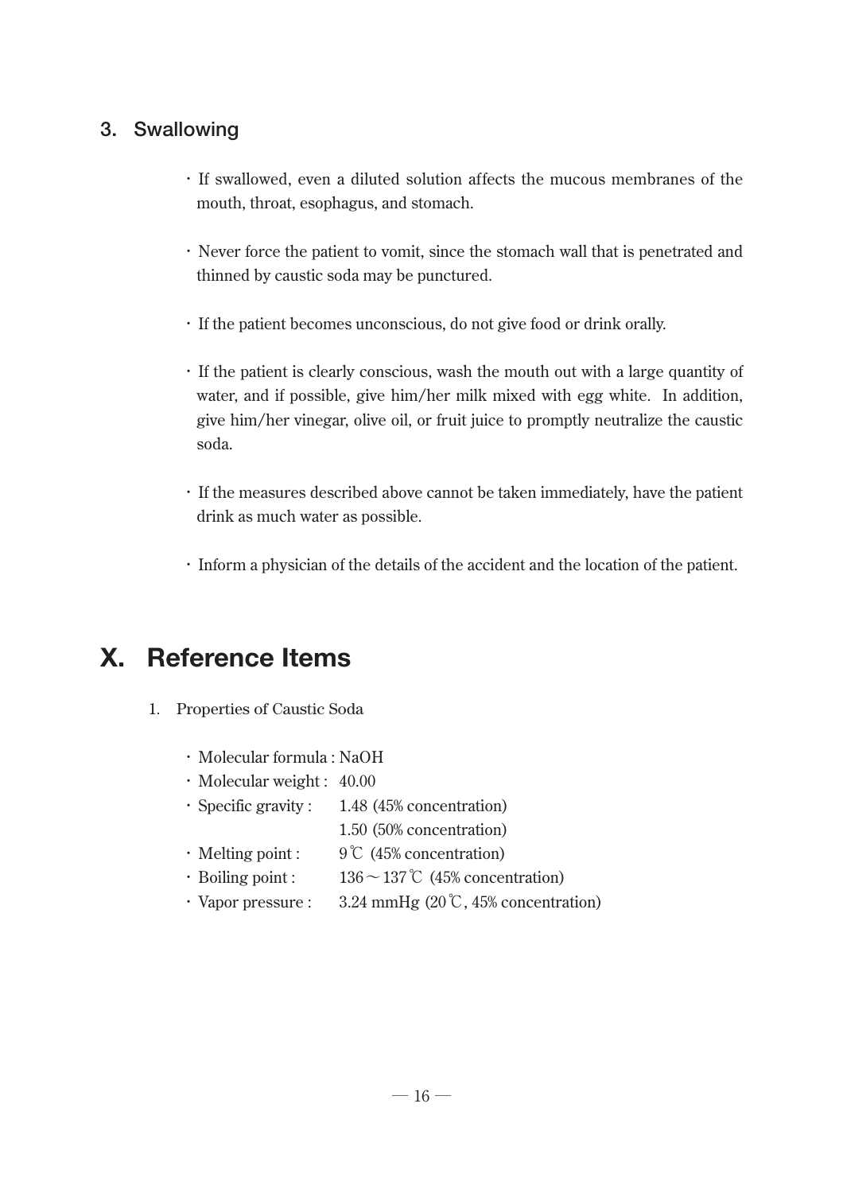### 3. Swallowing

- If swallowed, even a diluted solution affects the mucous membranes of the mouth, throat, esophagus, and stomach.
- Never force the patient to vomit, since the stomach wall that is penetrated and thinned by caustic soda may be punctured.
- If the patient becomes unconscious, do not give food or drink orally.
- If the patient is clearly conscious, wash the mouth out with a large quantity of water, and if possible, give him/her milk mixed with egg white. In addition, give him/her vinegar, olive oil, or fruit juice to promptly neutralize the caustic soda.
- If the measures described above cannot be taken immediately, have the patient drink as much water as possible.
- Inform a physician of the details of the accident and the location of the patient.

## X. Reference Items

1. Properties of Caustic Soda

- Molecular formula : $NaOH$
- Molecular weight : 40.00
- Specific gravity : 1.48 (45% concentration)
  1.50 (50% concentration)
- Melting point : 9℃ (45% concentration)
- Boiling point : 136～137℃ (45% concentration)
- Vapor pressure : 3.24 mmHg (20℃, 45% concentration)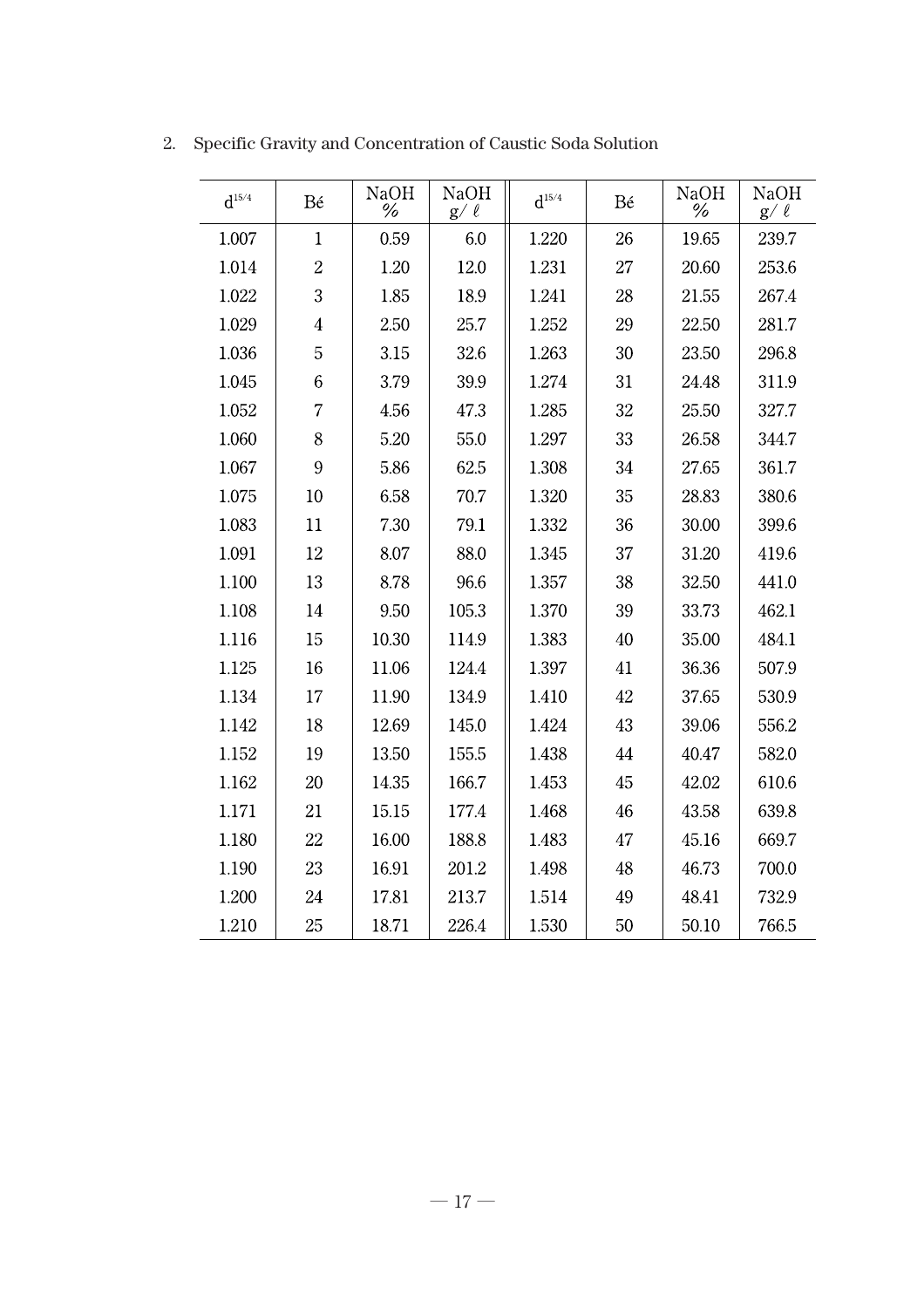## 2. Specific Gravity and Concentration of Caustic Soda Solution

| $d^{15/4}$ | Bé | NaOH % | NaOH g/ℓ | $d^{15/4}$ | Bé | NaOH % | NaOH g/ℓ |
|---|---|---|---|---|---|---|---|
| 1.007 | 1 | 0.59 | 6.0 | 1.220 | 26 | 19.65 | 239.7 |
| 1.014 | 2 | 1.20 | 12.0 | 1.231 | 27 | 20.60 | 253.6 |
| 1.022 | 3 | 1.85 | 18.9 | 1.241 | 28 | 21.55 | 267.4 |
| 1.029 | 4 | 2.50 | 25.7 | 1.252 | 29 | 22.50 | 281.7 |
| 1.036 | 5 | 3.15 | 32.6 | 1.263 | 30 | 23.50 | 296.8 |
| 1.045 | 6 | 3.79 | 39.9 | 1.274 | 31 | 24.48 | 311.9 |
| 1.052 | 7 | 4.56 | 47.3 | 1.285 | 32 | 25.50 | 327.7 |
| 1.060 | 8 | 5.20 | 55.0 | 1.297 | 33 | 26.58 | 344.7 |
| 1.067 | 9 | 5.86 | 62.5 | 1.308 | 34 | 27.65 | 361.7 |
| 1.075 | 10 | 6.58 | 70.7 | 1.320 | 35 | 28.83 | 380.6 |
| 1.083 | 11 | 7.30 | 79.1 | 1.332 | 36 | 30.00 | 399.6 |
| 1.091 | 12 | 8.07 | 88.0 | 1.345 | 37 | 31.20 | 419.6 |
| 1.100 | 13 | 8.78 | 96.6 | 1.357 | 38 | 32.50 | 441.0 |
| 1.108 | 14 | 9.50 | 105.3 | 1.370 | 39 | 33.73 | 462.1 |
| 1.116 | 15 | 10.30 | 114.9 | 1.383 | 40 | 35.00 | 484.1 |
| 1.125 | 16 | 11.06 | 124.4 | 1.397 | 41 | 36.36 | 507.9 |
| 1.134 | 17 | 11.90 | 134.9 | 1.410 | 42 | 37.65 | 530.9 |
| 1.142 | 18 | 12.69 | 145.0 | 1.424 | 43 | 39.06 | 556.2 |
| 1.152 | 19 | 13.50 | 155.5 | 1.438 | 44 | 40.47 | 582.0 |
| 1.162 | 20 | 14.35 | 166.7 | 1.453 | 45 | 42.02 | 610.6 |
| 1.171 | 21 | 15.15 | 177.4 | 1.468 | 46 | 43.58 | 639.8 |
| 1.180 | 22 | 16.00 | 188.8 | 1.483 | 47 | 45.16 | 669.7 |
| 1.190 | 23 | 16.91 | 201.2 | 1.498 | 48 | 46.73 | 700.0 |
| 1.200 | 24 | 17.81 | 213.7 | 1.514 | 49 | 48.41 | 732.9 |
| 1.210 | 25 | 18.71 | 226.4 | 1.530 | 50 | 50.10 | 766.5 |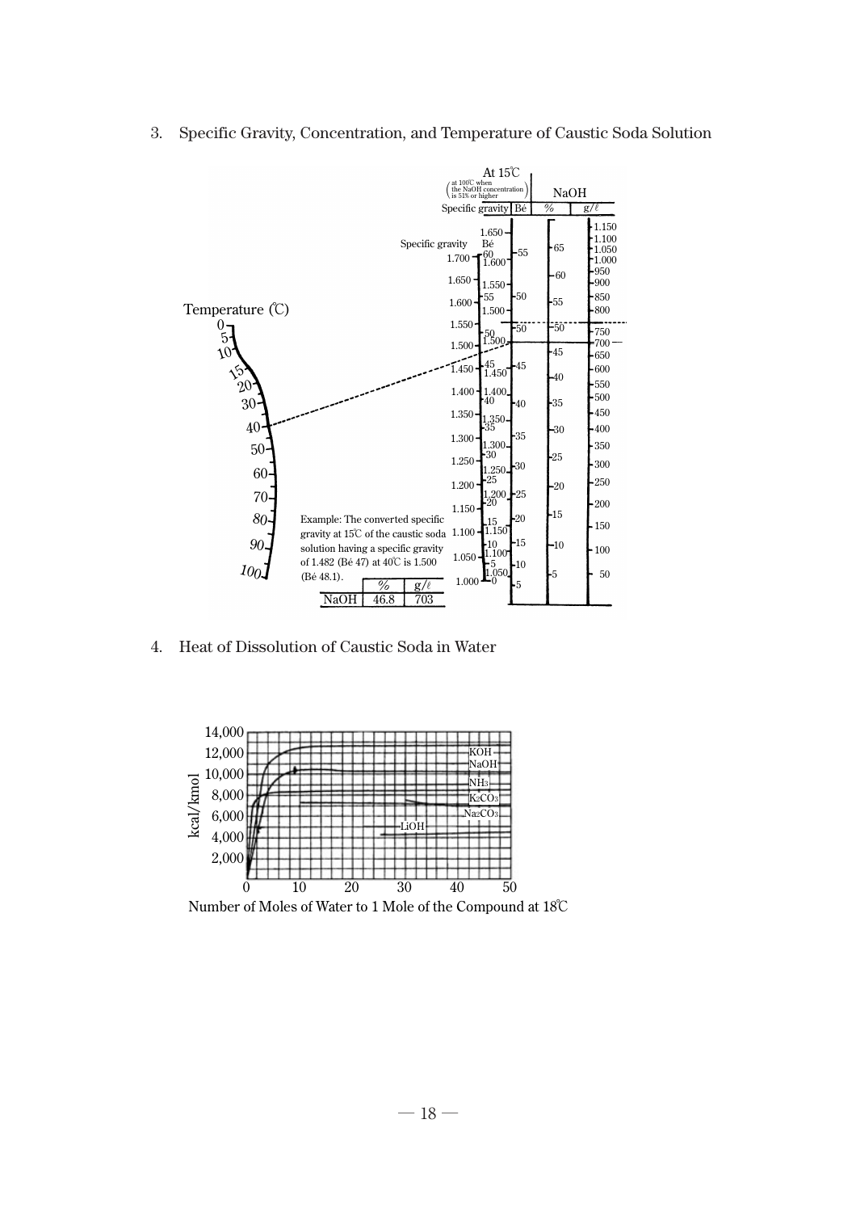## 3. Specific Gravity, Concentration, and Temperature of Caustic Soda Solution

Example: The converted specific gravity at 15℃ of the caustic soda solution having a specific gravity of 1.482 (Bé 47) at 40℃ is 1.500 (Bé 48.1).

| | % | g/ℓ |
|---|---|---|
| NaOH | 46.8 | 703 |

## 4. Heat of Dissolution of Caustic Soda in Water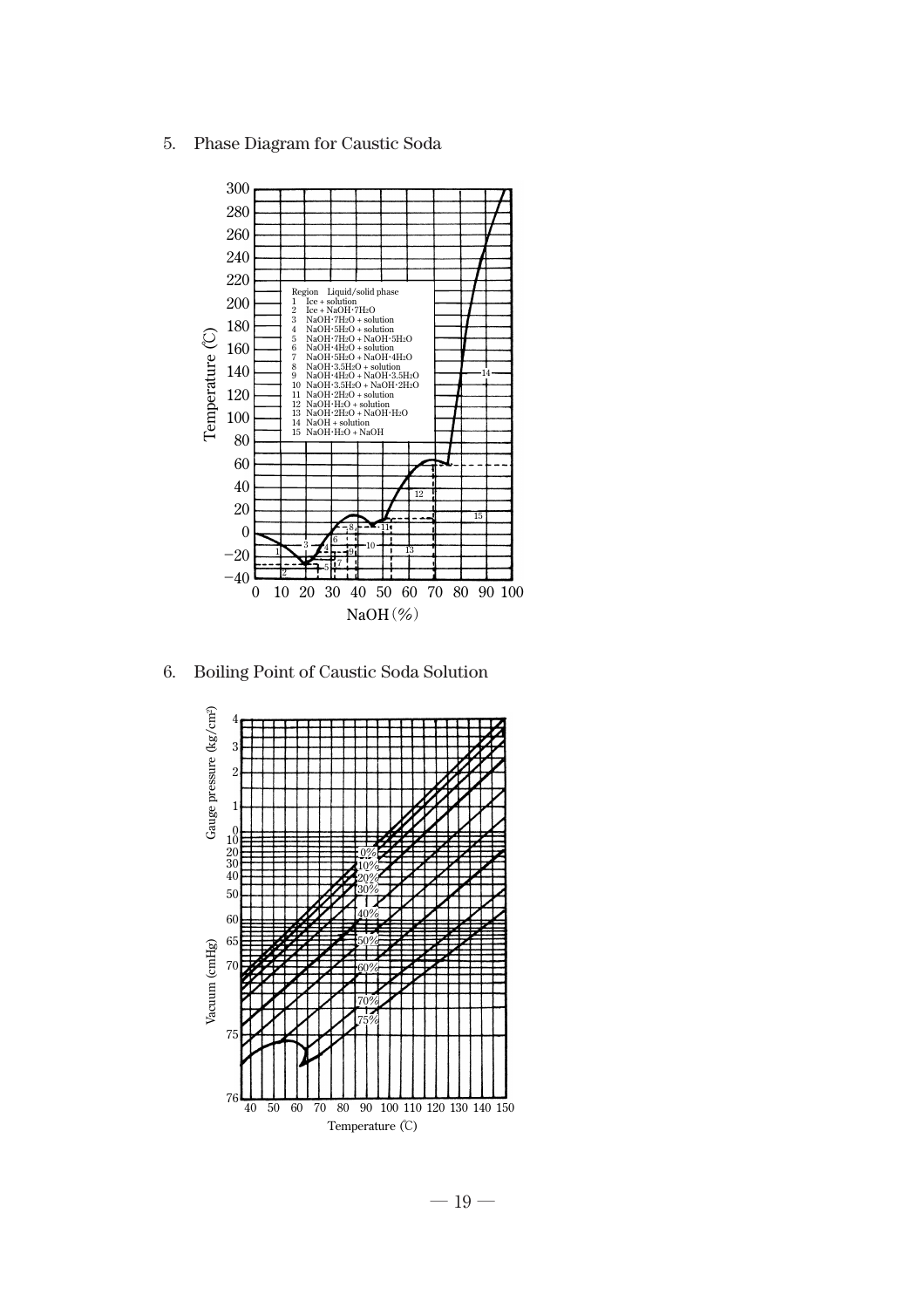## 5. Phase Diagram for Caustic Soda

| Region | Liquid/solid phase |
| --- | --- |
| 1 | Ice + solution |
| 2 | Ice + $NaOH \cdot 7H_2O$ |
| 3 | $NaOH \cdot 7H_2O$ + solution |
| 4 | $NaOH \cdot 5H_2O$ + solution |
| 5 | $NaOH \cdot 7H_2O$ + $NaOH \cdot 5H_2O$ |
| 6 | $NaOH \cdot 4H_2O$ + solution |
| 7 | $NaOH \cdot 5H_2O$ + $NaOH \cdot 4H_2O$ |
| 8 | $NaOH \cdot 3.5H_2O$ + solution |
| 9 | $NaOH \cdot 4H_2O$ + $NaOH \cdot 3.5H_2O$ |
| 10 | $NaOH \cdot 3.5H_2O$ + $NaOH \cdot 2H_2O$ |
| 11 | $NaOH \cdot 2H_2O$ + solution |
| 12 | $NaOH \cdot H_2O$ + solution |
| 13 | $NaOH \cdot 2H_2O$ + $NaOH \cdot H_2O$ |
| 14 | NaOH + solution |
| 15 | $NaOH \cdot H_2O$ + NaOH |

Axes: Temperature (℃) vs. NaOH (%)

## 6. Boiling Point of Caustic Soda Solution

Axes: Gauge pressure ($kg/cm^2$) / Vacuum (cmHg) vs. Temperature (℃)

Curves: 0%, 10%, 20%, 30%, 40%, 50%, 60%, 70%, 75%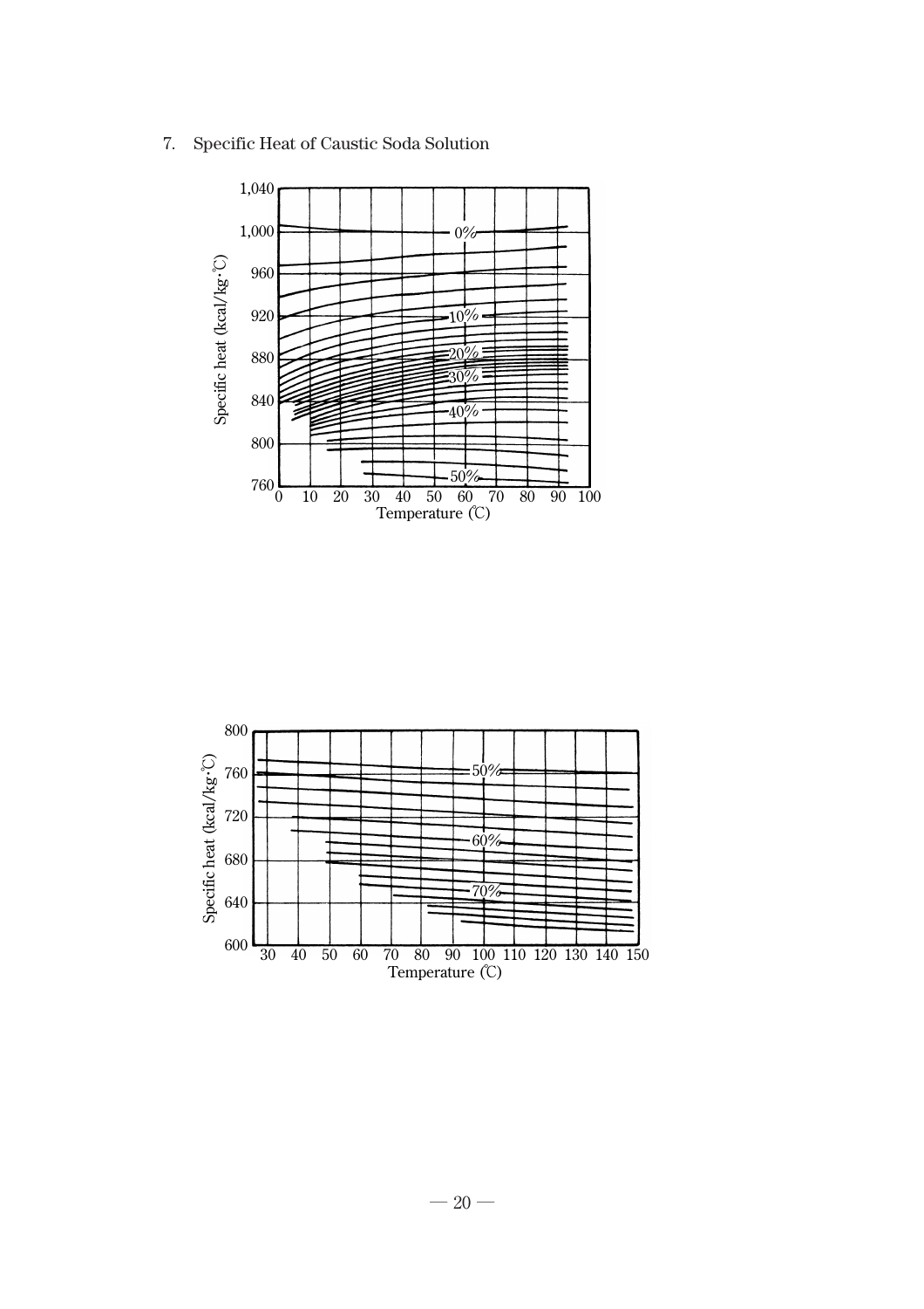7. Specific Heat of Caustic Soda Solution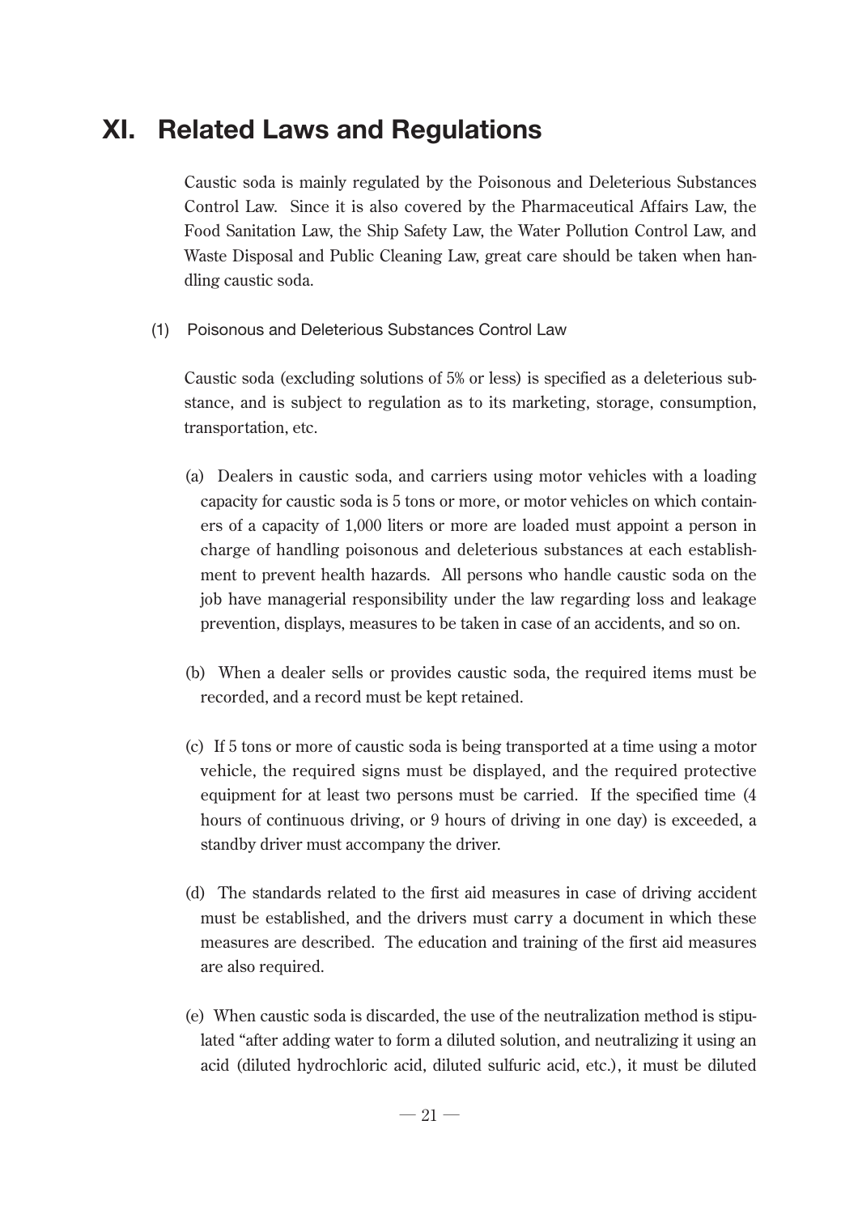# XI. Related Laws and Regulations

Caustic soda is mainly regulated by the Poisonous and Deleterious Substances Control Law. Since it is also covered by the Pharmaceutical Affairs Law, the Food Sanitation Law, the Ship Safety Law, the Water Pollution Control Law, and Waste Disposal and Public Cleaning Law, great care should be taken when handling caustic soda.

## (1) Poisonous and Deleterious Substances Control Law

Caustic soda (excluding solutions of 5% or less) is specified as a deleterious substance, and is subject to regulation as to its marketing, storage, consumption, transportation, etc.

(a) Dealers in caustic soda, and carriers using motor vehicles with a loading capacity for caustic soda is 5 tons or more, or motor vehicles on which containers of a capacity of 1,000 liters or more are loaded must appoint a person in charge of handling poisonous and deleterious substances at each establishment to prevent health hazards. All persons who handle caustic soda on the job have managerial responsibility under the law regarding loss and leakage prevention, displays, measures to be taken in case of an accidents, and so on.

(b) When a dealer sells or provides caustic soda, the required items must be recorded, and a record must be kept retained.

(c) If 5 tons or more of caustic soda is being transported at a time using a motor vehicle, the required signs must be displayed, and the required protective equipment for at least two persons must be carried. If the specified time (4 hours of continuous driving, or 9 hours of driving in one day) is exceeded, a standby driver must accompany the driver.

(d) The standards related to the first aid measures in case of driving accident must be established, and the drivers must carry a document in which these measures are described. The education and training of the first aid measures are also required.

(e) When caustic soda is discarded, the use of the neutralization method is stipulated "after adding water to form a diluted solution, and neutralizing it using an acid (diluted hydrochloric acid, diluted sulfuric acid, etc.), it must be diluted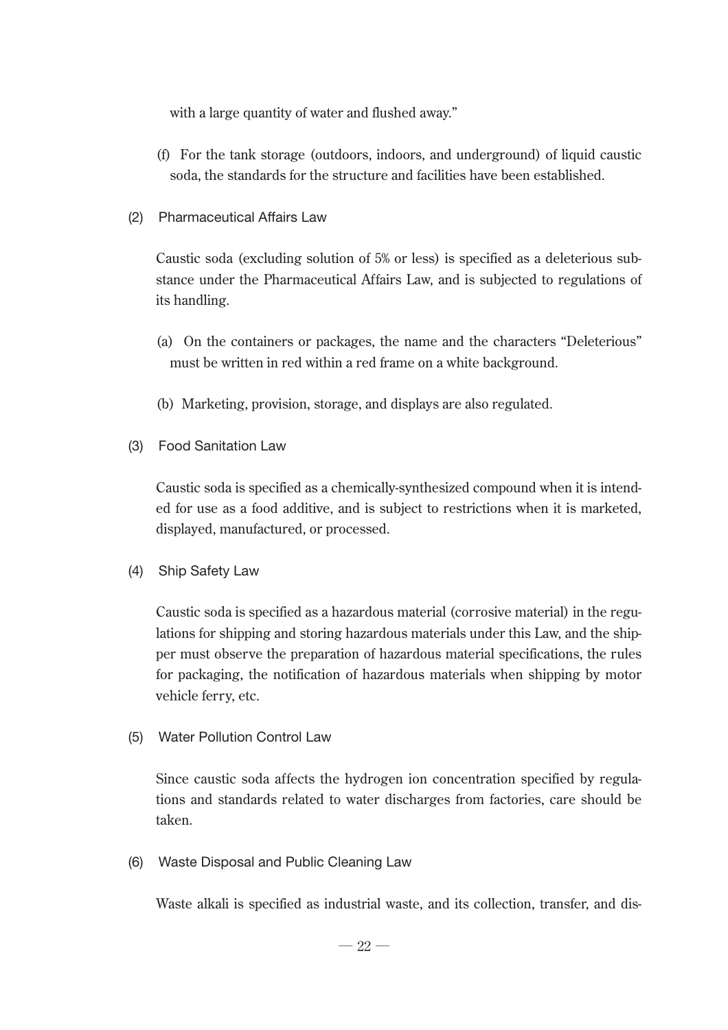with a large quantity of water and flushed away."

(f) For the tank storage (outdoors, indoors, and underground) of liquid caustic soda, the standards for the structure and facilities have been established.

### (2) Pharmaceutical Affairs Law

Caustic soda (excluding solution of 5% or less) is specified as a deleterious substance under the Pharmaceutical Affairs Law, and is subjected to regulations of its handling.

(a) On the containers or packages, the name and the characters "Deleterious" must be written in red within a red frame on a white background.

(b) Marketing, provision, storage, and displays are also regulated.

### (3) Food Sanitation Law

Caustic soda is specified as a chemically-synthesized compound when it is intended for use as a food additive, and is subject to restrictions when it is marketed, displayed, manufactured, or processed.

### (4) Ship Safety Law

Caustic soda is specified as a hazardous material (corrosive material) in the regulations for shipping and storing hazardous materials under this Law, and the shipper must observe the preparation of hazardous material specifications, the rules for packaging, the notification of hazardous materials when shipping by motor vehicle ferry, etc.

### (5) Water Pollution Control Law

Since caustic soda affects the hydrogen ion concentration specified by regulations and standards related to water discharges from factories, care should be taken.

### (6) Waste Disposal and Public Cleaning Law

Waste alkali is specified as industrial waste, and its collection, transfer, and dis-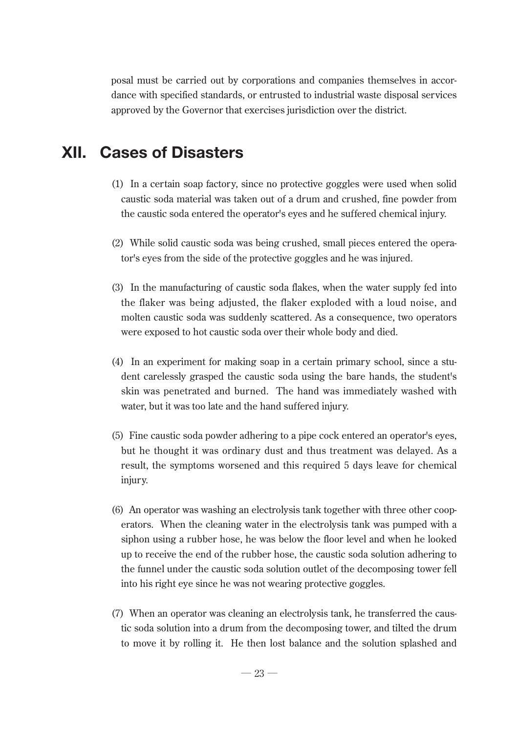posal must be carried out by corporations and companies themselves in accordance with specified standards, or entrusted to industrial waste disposal services approved by the Governor that exercises jurisdiction over the district.

## XII. Cases of Disasters

(1) In a certain soap factory, since no protective goggles were used when solid caustic soda material was taken out of a drum and crushed, fine powder from the caustic soda entered the operator's eyes and he suffered chemical injury.

(2) While solid caustic soda was being crushed, small pieces entered the operator's eyes from the side of the protective goggles and he was injured.

(3) In the manufacturing of caustic soda flakes, when the water supply fed into the flaker was being adjusted, the flaker exploded with a loud noise, and molten caustic soda was suddenly scattered. As a consequence, two operators were exposed to hot caustic soda over their whole body and died.

(4) In an experiment for making soap in a certain primary school, since a student carelessly grasped the caustic soda using the bare hands, the student's skin was penetrated and burned. The hand was immediately washed with water, but it was too late and the hand suffered injury.

(5) Fine caustic soda powder adhering to a pipe cock entered an operator's eyes, but he thought it was ordinary dust and thus treatment was delayed. As a result, the symptoms worsened and this required 5 days leave for chemical injury.

(6) An operator was washing an electrolysis tank together with three other cooperators. When the cleaning water in the electrolysis tank was pumped with a siphon using a rubber hose, he was below the floor level and when he looked up to receive the end of the rubber hose, the caustic soda solution adhering to the funnel under the caustic soda solution outlet of the decomposing tower fell into his right eye since he was not wearing protective goggles.

(7) When an operator was cleaning an electrolysis tank, he transferred the caustic soda solution into a drum from the decomposing tower, and tilted the drum to move it by rolling it. He then lost balance and the solution splashed and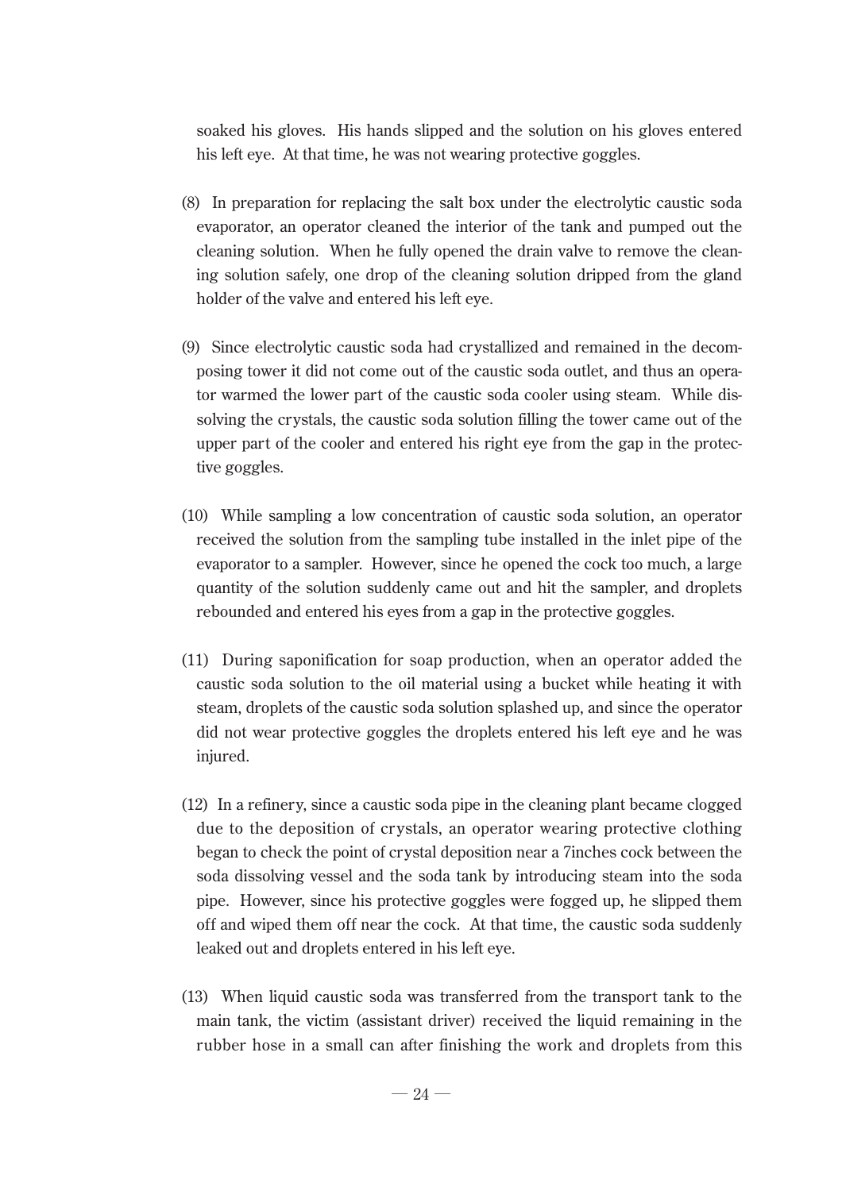soaked his gloves. His hands slipped and the solution on his gloves entered his left eye. At that time, he was not wearing protective goggles.

(8) In preparation for replacing the salt box under the electrolytic caustic soda evaporator, an operator cleaned the interior of the tank and pumped out the cleaning solution. When he fully opened the drain valve to remove the cleaning solution safely, one drop of the cleaning solution dripped from the gland holder of the valve and entered his left eye.

(9) Since electrolytic caustic soda had crystallized and remained in the decomposing tower it did not come out of the caustic soda outlet, and thus an operator warmed the lower part of the caustic soda cooler using steam. While dissolving the crystals, the caustic soda solution filling the tower came out of the upper part of the cooler and entered his right eye from the gap in the protective goggles.

(10) While sampling a low concentration of caustic soda solution, an operator received the solution from the sampling tube installed in the inlet pipe of the evaporator to a sampler. However, since he opened the cock too much, a large quantity of the solution suddenly came out and hit the sampler, and droplets rebounded and entered his eyes from a gap in the protective goggles.

(11) During saponification for soap production, when an operator added the caustic soda solution to the oil material using a bucket while heating it with steam, droplets of the caustic soda solution splashed up, and since the operator did not wear protective goggles the droplets entered his left eye and he was injured.

(12) In a refinery, since a caustic soda pipe in the cleaning plant became clogged due to the deposition of crystals, an operator wearing protective clothing began to check the point of crystal deposition near a 7inches cock between the soda dissolving vessel and the soda tank by introducing steam into the soda pipe. However, since his protective goggles were fogged up, he slipped them off and wiped them off near the cock. At that time, the caustic soda suddenly leaked out and droplets entered in his left eye.

(13) When liquid caustic soda was transferred from the transport tank to the main tank, the victim (assistant driver) received the liquid remaining in the rubber hose in a small can after finishing the work and droplets from this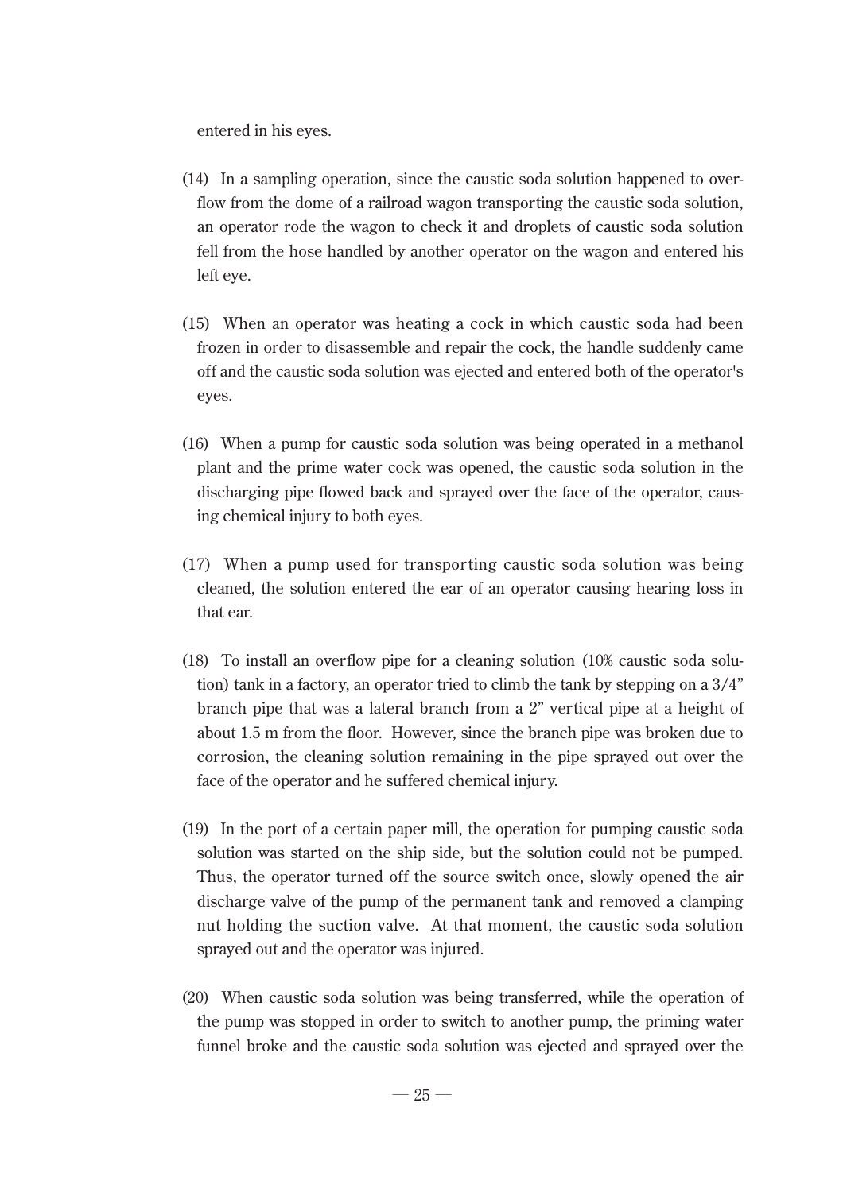entered in his eyes.

(14) In a sampling operation, since the caustic soda solution happened to overflow from the dome of a railroad wagon transporting the caustic soda solution, an operator rode the wagon to check it and droplets of caustic soda solution fell from the hose handled by another operator on the wagon and entered his left eye.

(15) When an operator was heating a cock in which caustic soda had been frozen in order to disassemble and repair the cock, the handle suddenly came off and the caustic soda solution was ejected and entered both of the operator's eyes.

(16) When a pump for caustic soda solution was being operated in a methanol plant and the prime water cock was opened, the caustic soda solution in the discharging pipe flowed back and sprayed over the face of the operator, causing chemical injury to both eyes.

(17) When a pump used for transporting caustic soda solution was being cleaned, the solution entered the ear of an operator causing hearing loss in that ear.

(18) To install an overflow pipe for a cleaning solution (10% caustic soda solution) tank in a factory, an operator tried to climb the tank by stepping on a 3/4" branch pipe that was a lateral branch from a 2" vertical pipe at a height of about 1.5 m from the floor. However, since the branch pipe was broken due to corrosion, the cleaning solution remaining in the pipe sprayed out over the face of the operator and he suffered chemical injury.

(19) In the port of a certain paper mill, the operation for pumping caustic soda solution was started on the ship side, but the solution could not be pumped. Thus, the operator turned off the source switch once, slowly opened the air discharge valve of the pump of the permanent tank and removed a clamping nut holding the suction valve. At that moment, the caustic soda solution sprayed out and the operator was injured.

(20) When caustic soda solution was being transferred, while the operation of the pump was stopped in order to switch to another pump, the priming water funnel broke and the caustic soda solution was ejected and sprayed over the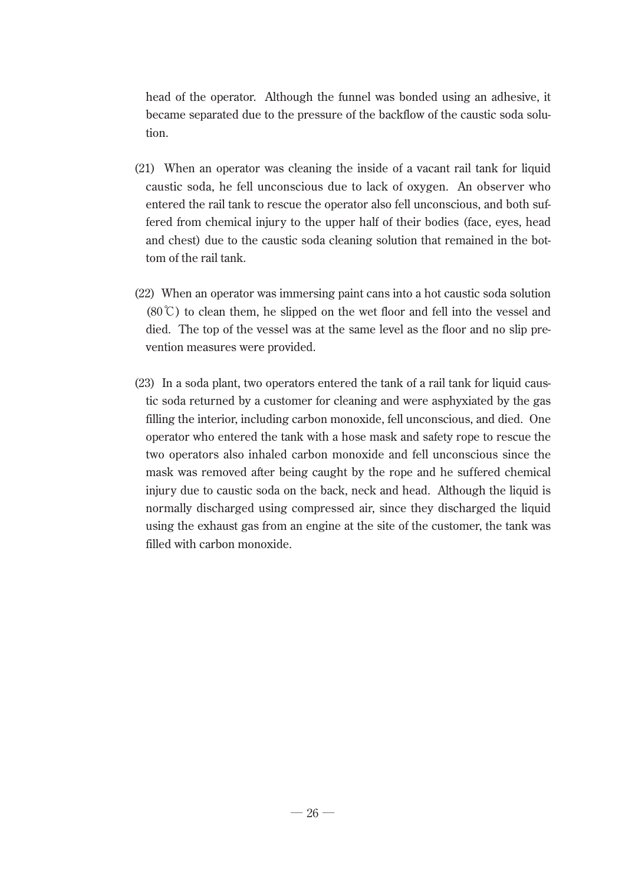head of the operator. Although the funnel was bonded using an adhesive, it became separated due to the pressure of the backflow of the caustic soda solution.

(21) When an operator was cleaning the inside of a vacant rail tank for liquid caustic soda, he fell unconscious due to lack of oxygen. An observer who entered the rail tank to rescue the operator also fell unconscious, and both suffered from chemical injury to the upper half of their bodies (face, eyes, head and chest) due to the caustic soda cleaning solution that remained in the bottom of the rail tank.

(22) When an operator was immersing paint cans into a hot caustic soda solution (80℃) to clean them, he slipped on the wet floor and fell into the vessel and died. The top of the vessel was at the same level as the floor and no slip prevention measures were provided.

(23) In a soda plant, two operators entered the tank of a rail tank for liquid caustic soda returned by a customer for cleaning and were asphyxiated by the gas filling the interior, including carbon monoxide, fell unconscious, and died. One operator who entered the tank with a hose mask and safety rope to rescue the two operators also inhaled carbon monoxide and fell unconscious since the mask was removed after being caught by the rope and he suffered chemical injury due to caustic soda on the back, neck and head. Although the liquid is normally discharged using compressed air, since they discharged the liquid using the exhaust gas from an engine at the site of the customer, the tank was filled with carbon monoxide.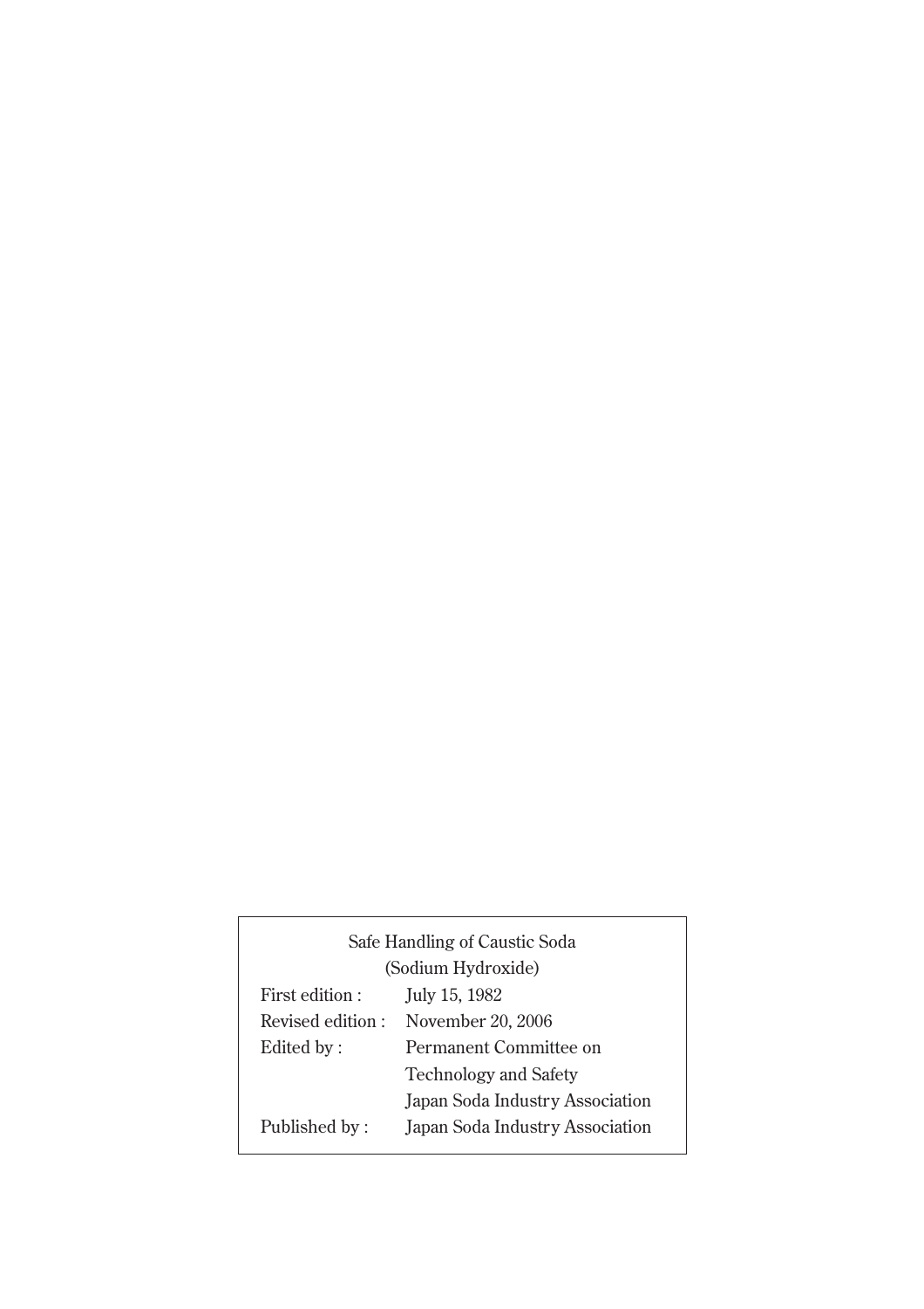Safe Handling of Caustic Soda
(Sodium Hydroxide)

| | |
|---|---|
| First edition : | July 15, 1982 |
| Revised edition : | November 20, 2006 |
| Edited by : | Permanent Committee on Technology and Safety Japan Soda Industry Association |
| Published by : | Japan Soda Industry Association |